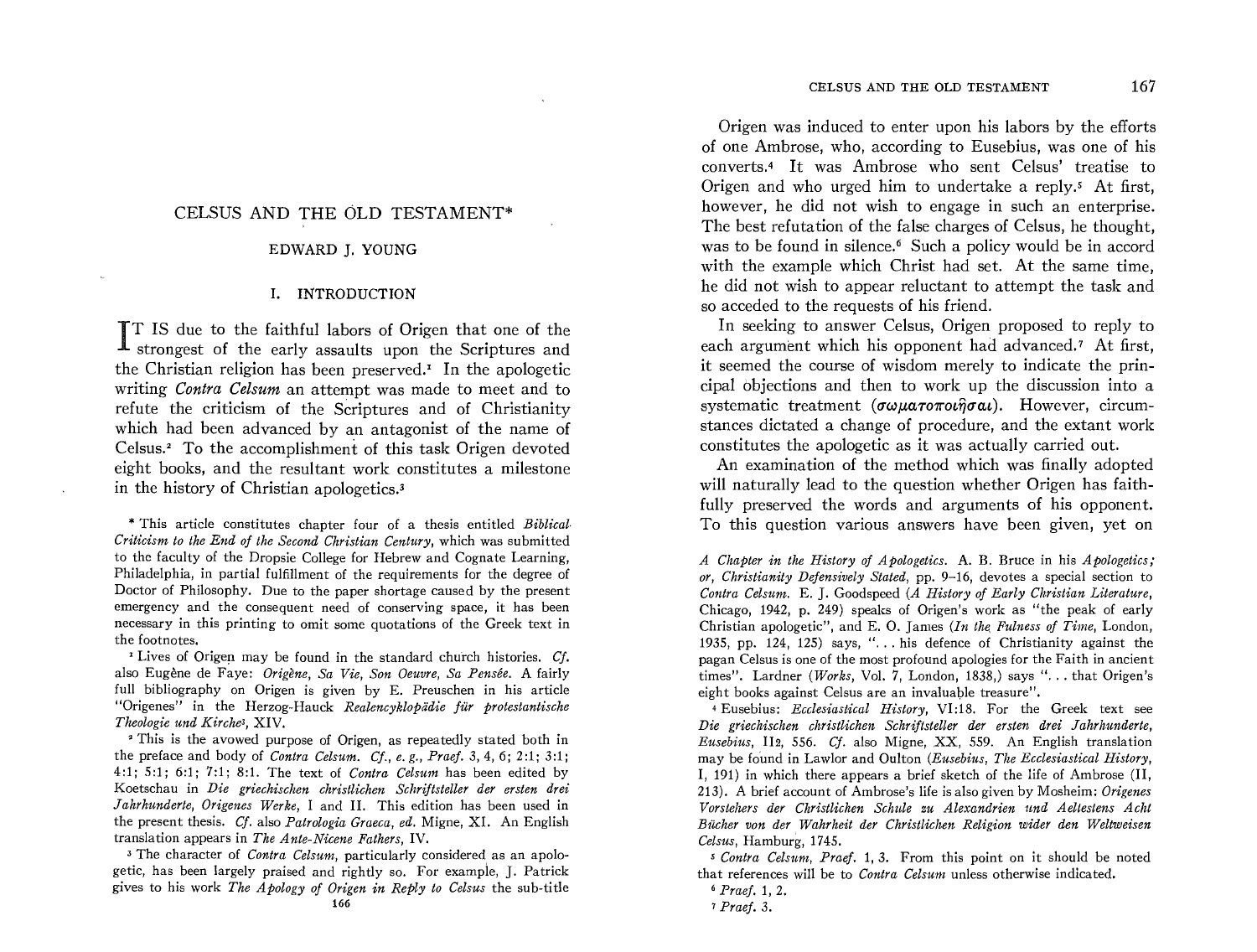# CELSUS AND THE OLD TESTAMENT*

EDWARD J. YOUNG

## I. INTRODUCTION

IT IS due to the faithful labors of Origen that one of the strongest of the early assaults upon the Scriptures and the Christian religion has been preserved.[1] In the apologetic writing *Contra Celsum* an attempt was made to meet and to refute the criticism of the Scriptures and of Christianity which had been advanced by an antagonist of the name of Celsus.[2] To the accomplishment of this task Origen devoted eight books, and the resultant work constitutes a milestone in the history of Christian apologetics.[3]

Origen was induced to enter upon his labors by the efforts of one Ambrose, who, according to Eusebius, was one of his converts.[4] It was Ambrose who sent Celsus' treatise to Origen and who urged him to undertake a reply.[5] At first, however, he did not wish to engage in such an enterprise. The best refutation of the false charges of Celsus, he thought, was to be found in silence.[6] Such a policy would be in accord with the example which Christ had set. At the same time, he did not wish to appear reluctant to attempt the task and so acceded to the requests of his friend.

In seeking to answer Celsus, Origen proposed to reply to each argument which his opponent had advanced.[7] At first, it seemed the course of wisdom merely to indicate the principal objections and then to work up the discussion into a systematic treatment (σωματοποιῆσαι). However, circumstances dictated a change of procedure, and the extant work constitutes the apologetic as it was actually carried out.

An examination of the method which was finally adopted will naturally lead to the question whether Origen has faithfully preserved the words and arguments of his opponent. To this question various answers have been given, yet on

---

\* This article constitutes chapter four of a thesis entitled *Biblical Criticism to the End of the Second Christian Century*, which was submitted to the faculty of the Dropsie College for Hebrew and Cognate Learning, Philadelphia, in partial fulfillment of the requirements for the degree of Doctor of Philosophy. Due to the paper shortage caused by the present emergency and the consequent need of conserving space, it has been necessary in this printing to omit some quotations of the Greek text in the footnotes.

[1] Lives of Origen may be found in the standard church histories. *Cf.* also Eugène de Faye: *Origène, Sa Vie, Son Oeuvre, Sa Pensée.* A fairly full bibliography on Origen is given by E. Preuschen in his article "Origenes" in the Herzog-Hauck *Realencyklopädie für protestantische Theologie und Kirche*[3], XIV.

[2] This is the avowed purpose of Origen, as repeatedly stated both in the preface and body of *Contra Celsum*. *Cf., e. g., Praef.* 3, 4, 6; 2:1; 3:1; 4:1; 5:1; 6:1; 7:1; 8:1. The text of *Contra Celsum* has been edited by Koetschau in *Die griechischen christlichen Schriftsteller der ersten drei Jahrhunderte, Origenes Werke*, I and II. This edition has been used in the present thesis. *Cf.* also *Patrologia Graeca, ed.* Migne, XI. An English translation appears in *The Ante-Nicene Fathers*, IV.

[3] The character of *Contra Celsum*, particularly considered as an apologetic, has been largely praised and rightly so. For example, J. Patrick gives to his work *The Apology of Origen in Reply to Celsus* the sub-title *A Chapter in the History of Apologetics*. A. B. Bruce in his *Apologetics; or, Christianity Defensively Stated*, pp. 9–16, devotes a special section to *Contra Celsum*. E. J. Goodspeed (*A History of Early Christian Literature*, Chicago, 1942, p. 249) speaks of Origen's work as "the peak of early Christian apologetic", and E. O. James (*In the Fulness of Time*, London, 1935, pp. 124, 125) says, "... his defence of Christianity against the pagan Celsus is one of the most profound apologies for the Faith in ancient times". Lardner (*Works*, Vol. 7, London, 1838,) says "... that Origen's eight books against Celsus are an invaluable treasure".

[4] Eusebius: *Ecclesiastical History*, VI:18. For the Greek text see *Die griechischen christlichen Schriftsteller der ersten drei Jahrhunderte, Eusebius*, II2, 556. *Cf.* also Migne, XX, 559. An English translation may be found in Lawlor and Oulton (*Eusebius, The Ecclesiastical History*, I, 191) in which there appears a brief sketch of the life of Ambrose (II, 213). A brief account of Ambrose's life is also given by Mosheim: *Origenes Vorstehers der Christlichen Schule zu Alexandrien und Aeltestens Acht Bücher von der Wahrheit der Christlichen Religion wider den Weltweisen Celsus*, Hamburg, 1745.

[5] *Contra Celsum, Praef.* 1, 3. From this point on it should be noted that references will be to *Contra Celsum* unless otherwise indicated.

[6] *Praef.* 1, 2.

[7] *Praef.* 3.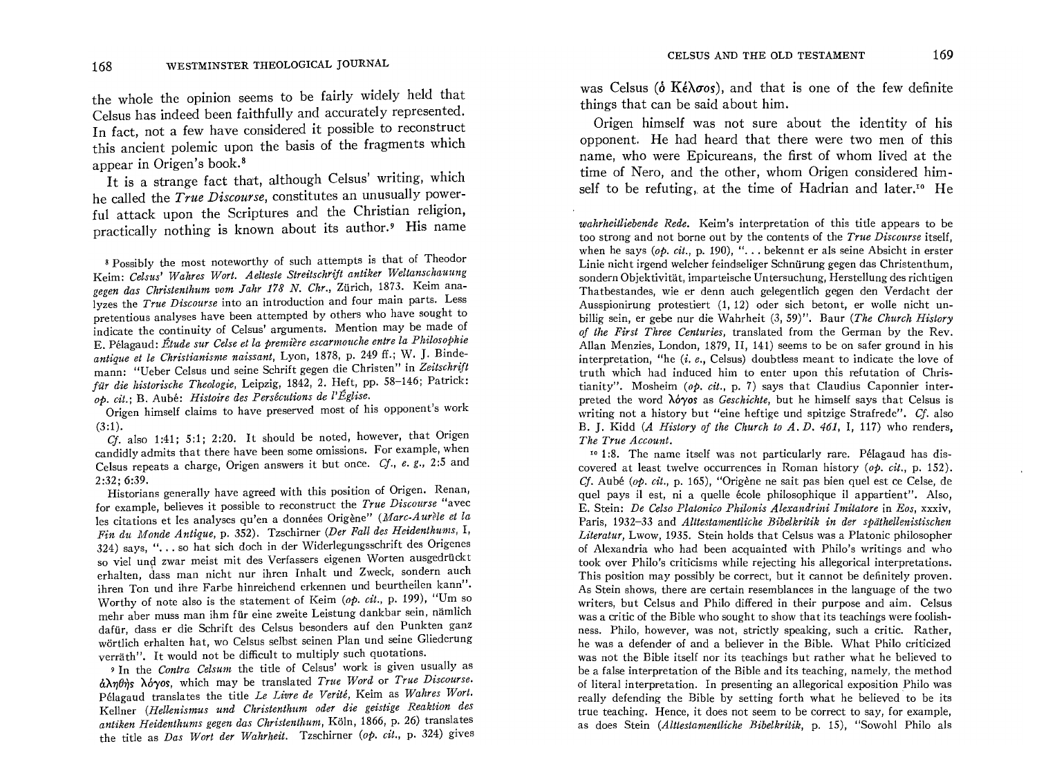the whole the opinion seems to be fairly widely held that Celsus has indeed been faithfully and accurately represented. In fact, not a few have considered it possible to reconstruct this ancient polemic upon the basis of the fragments which appear in Origen's book.[8]

It is a strange fact that, although Celsus' writing, which he called the *True Discourse*, constitutes an unusually powerful attack upon the Scriptures and the Christian religion, practically nothing is known about its author.[9] His name was Celsus (ὁ Κέλσος), and that is one of the few definite things that can be said about him.

Origen himself was not sure about the identity of his opponent. He had heard that there were two men of this name, who were Epicureans, the first of whom lived at the time of Nero, and the other, whom Origen considered himself to be refuting, at the time of Hadrian and later.[10] He

[8] Possibly the most noteworthy of such attempts is that of Theodor Keim: *Celsus' Wahres Wort. Aelteste Streitschrift antiker Weltanschauung gegen das Christenthum vom Jahr 178 N. Chr.*, Zürich, 1873. Keim analyzes the *True Discourse* into an introduction and four main parts. Less pretentious analyses have been attempted by others who have sought to indicate the continuity of Celsus' arguments. Mention may be made of E. Pélagaud: *Étude sur Celse et la première escarmouche entre la Philosophie antique et le Christianisme naissant*, Lyon, 1878, p. 249 ff.; W. J. Bindemann: "Ueber Celsus und seine Schrift gegen die Christen" in *Zeitschrift für die historische Theologie*, Leipzig, 1842, 2. Heft, pp. 58–146; Patrick: *op. cit.*; B. Aubé: *Histoire des Persécutions de l'Église.*

Origen himself claims to have preserved most of his opponent's work (3:1).

*Cf.* also 1:41; 5:1; 2:20. It should be noted, however, that Origen candidly admits that there have been some omissions. For example, when Celsus repeats a charge, Origen answers it but once. *Cf.*, *e. g.*, 2:5 and 2:32; 6:39.

Historians generally have agreed with this position of Origen. Renan, for example, believes it possible to reconstruct the *True Discourse* "avec les citations et les analyses qu'en a données Origène" (*Marc-Aurèle et la Fin du Monde Antique*, p. 352). Tzschirner (*Der Fall des Heidenthums*, I, 324) says, "... so hat sich doch in der Widerlegungsschrift des Origenes so viel und zwar meist mit des Verfassers eigenen Worten ausgedrückt erhalten, dass man nicht nur ihren Inhalt und Zweck, sondern auch ihren Ton und ihre Farbe hinreichend erkennen und beurtheilen kann". Worthy of note also is the statement of Keim (*op. cit.*, p. 199), "Um so mehr aber muss man ihm für eine zweite Leistung dankbar sein, nämlich dafür, dass er die Schrift des Celsus besonders auf den Punkten ganz wörtlich erhalten hat, wo Celsus selbst seinen Plan und seine Gliederung verräth". It would not be difficult to multiply such quotations.

[9] In the *Contra Celsum* the title of Celsus' work is given usually as ἀληθὴς λόγος, which may be translated *True Word* or *True Discourse*. Pélagaud translates the title *Le Livre de Verité*, Keim as *Wahres Wort*. Kellner (*Hellenismus und Christenthum oder die geistige Reaktion des antiken Heidenthums gegen das Christenthum*, Köln, 1866, p. 26) translates the title as *Das Wort der Wahrheit*. Tzschirner (*op. cit.*, p. 324) gives *wahrheitliebende Rede*. Keim's interpretation of this title appears to be too strong and not borne out by the contents of the *True Discourse* itself, when he says (*op. cit.*, p. 190), "... bekennt er als seine Absicht in erster Linie nicht irgend welcher feindseliger Schnürung gegen das Christenthum, sondern Objektivität, imparteische Untersuchung, Herstellung des richtigen Thatbestandes, wie er denn auch gelegentlich gegen den Verdacht der Ausspionirung protestiert (1, 12) oder sich betont, er wolle nicht unbillig sein, er gebe nur die Wahrheit (3, 59)". Baur (*The Church History of the First Three Centuries*, translated from the German by the Rev. Allan Menzies, London, 1879, II, 141) seems to be on safer ground in his interpretation, "he (*i. e.*, Celsus) doubtless meant to indicate the love of truth which had induced him to enter upon this refutation of Christianity". Mosheim (*op. cit.*, p. 7) says that Claudius Caponnier interpreted the word λόγος as *Geschichte*, but he himself says that Celsus is writing not a history but "eine heftige und spitzige Strafrede". *Cf.* also B. J. Kidd (*A History of the Church to A. D. 461*, I, 117) who renders, *The True Account*.

[10] 1:8. The name itself was not particularly rare. Pélagaud has discovered at least twelve occurrences in Roman history (*op. cit.*, p. 152). *Cf.* Aubé (*op. cit.*, p. 165), "Origène ne sait pas bien quel est ce Celse, de quel pays il est, ni a quelle école philosophique il appartient". Also, E. Stein: *De Celso Platonico Philonis Alexandrini Imitatore* in *Eos*, xxxiv, Paris, 1932–33 and *Alttestamentliche Bibelkritik in der späthellenistischen Literatur*, Lwow, 1935. Stein holds that Celsus was a Platonic philosopher of Alexandria who had been acquainted with Philo's writings and who took over Philo's criticisms while rejecting his allegorical interpretations. This position may possibly be correct, but it cannot be definitely proven. As Stein shows, there are certain resemblances in the language of the two writers, but Celsus and Philo differed in their purpose and aim. Celsus was a critic of the Bible who sought to show that its teachings were foolishness. Philo, however, was not, strictly speaking, such a critic. Rather, he was a defender of and a believer in the Bible. What Philo criticized was not the Bible itself nor its teachings but rather what he believed to be a false interpretation of the Bible and its teaching, namely, the method of literal interpretation. In presenting an allegorical exposition Philo was really defending the Bible by setting forth what he believed to be its true teaching. Hence, it does not seem to be correct to say, for example, as does Stein (*Alttestamentliche Bibelkritik*, p. 15), "Sowohl Philo als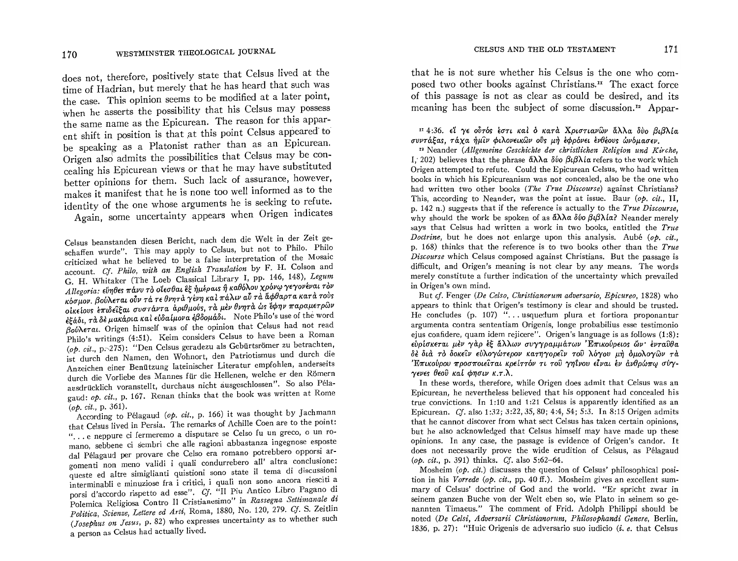does not, therefore, positively state that Celsus lived at the time of Hadrian, but merely that he has heard that such was the case. This opinion seems to be modified at a later point, when he asserts the possibility that his Celsus may possess the same name as the Epicurean. The reason for this apparent shift in position is that at this point Celsus appeared to be speaking as a Platonist rather than as an Epicurean. Origen also admits the possibilities that Celsus may be concealing his Epicurean views or that he may have substituted better opinions for them. Such lack of assurance, however, makes it manifest that he is none too well informed as to the identity of the one whose arguments he is seeking to refute.

Again, some uncertainty appears when Origen indicates that he is not sure whether his Celsus is the one who composed two other books against Christians.[11] The exact force of this passage is not as clear as could be desired, and its meaning has been the subject of some discussion.[12] Appar-

Celsus beanstanden diesen Bericht, nach dem die Welt in der Zeit geschaffen wurde". This may apply to Celsus, but not to Philo. Philo criticized what he believed to be a false interpretation of the Mosaic account. *Cf. Philo, with an English Translation* by F. H. Colson and G. H. Whitaker (The Loeb Classical Library I, pp. 146, 148), *Legum Allegoria*: εὔηθες πάνυ τὸ οἴεσθαι ἓξ ἡμέραις ἢ καθόλου χρόνῳ γεγονέναι τὸν κόσμον. βούλεται οὖν τά τε θνητὰ γένη καὶ πάλιν αὖ τὰ ἄφθαρτα κατὰ τοὺς οἰκείους ἐπιδεῖξαι συστάντα ἀριθμούς, τὰ μὲν θνητὰ ὡς ἔφην παραμετρῶν ἑξάδι, τὰ δὲ μακάρια καὶ εὐδαίμονα ἑβδομάδι. Note Philo's use of the word βούλεται. Origen himself was of the opinion that Celsus had not read Philo's writings (4:51). Keim considers Celsus to have been a Roman (*op. cit.*, p. 275): "Den Celsus geradezu als Gebürtsrömer zu betrachten, ist durch den Namen, den Wohnort, den Patriotismus und durch die Anzeichen einer Benützung lateinischer Literatur empfohlen, anderseits durch die Vorliebe des Mannes für die Hellenen, welche er den Römern ausdrücklich voranstellt, durchaus nicht ausgeschlossen". So also Pélagaud: *op. cit.*, p. 167. Renan thinks that the book was written at Rome (*op. cit.*, p. 361).

According to Pélagaud (*op. cit.*, p. 166) it was thought by Jachmann that Celsus lived in Persia. The remarks of Achille Coen are to the point: "... e neppure ci fermeremo a disputare se Celso fu un greco, o un romano, sebbene ci sembri che alle ragioni abbastanza ingegnose esposte dal Pélagaud per provare che Celso era romano potrebbero opporsi argomenti non meno validi i quali condurrebero all' altra conclusione: queste ed altre simiglianti quistioni sono state il tema di discussioni interminabili e minuziose fra i critici, i quali non sono ancora riesciti a porsi d'accordo rispetto ad esse". *Cf.* "Il Piu Antico Libro Pagano di Polemica Religiosa Contro Il Cristianesimo" in *Rassegna Settimanale di Politica, Scienze, Lettere ed Arti*, Roma, 1880, No. 120, 279. *Cf.* S. Zeitlin (*Josephus on Jesus*, p. 82) who expresses uncertainty as to whether such a person as Celsus had actually lived.

[11] 4:36. εἴ γε οὗτός ἐστι καὶ ὁ κατὰ Χριστιανῶν ἄλλα δύο βιβλία συντάξας, τάχα ἡμῖν φιλονεικῶν οὓς μὴ ἐφρόνει ἐνθέους ὠνόμασεν.

[12] Neander (*Allgemeine Geschichte der christlichen Religion und Kirche*, I, 202) believes that the phrase ἄλλα δύο βιβλία refers to the work which Origen attempted to refute. Could the Epicurean Celsus, who had written books in which his Epicureanism was not concealed, also be the one who had written two other books (*The True Discourse*) against Christians? This, according to Neander, was the point at issue. Baur (*op. cit.*, II, p. 142 n.) suggests that if the reference is actually to the *True Discourse*, why should the work be spoken of as ἄλλα δύο βιβλία? Neander merely says that Celsus had written a work in two books, entitled the *True Doctrine*, but he does not enlarge upon this analysis. Aubé (*op. cit.*, p. 168) thinks that the reference is to two books other than the *True Discourse* which Celsus composed against Christians. But the passage is difficult, and Origen's meaning is not clear by any means. The words merely constitute a further indication of the uncertainty which prevailed in Origen's own mind.

But *cf.* Fenger (*De Celso, Christianorum adversario, Epicureo*, 1828) who appears to think that Origen's testimony is clear and should be trusted. He concludes (p. 107) "... usquedum plura et fortiora proponantur argumenta contra sententiam Origenis, longe probabilius esse testimonio ejus confidere, quam idem rejicere". Origen's language is as follows (1:8): εὑρίσκεται μὲν γὰρ ἐξ ἄλλων συγγραμμάτων Ἐπικούρειος ὤν· ἐνταῦθα δὲ διὰ τὸ δοκεῖν εὐλογώτερον κατηγορεῖν τοῦ λόγου μὴ ὁμολογῶν τὰ Ἐπικούρου προσποιεῖται κρεῖττόν τι τοῦ γηΐνου εἶναι ἐν ἀνθρώπῳ συγγενὲς θεοῦ καί φησιν κ.τ.λ.

In these words, therefore, while Origen does admit that Celsus was an Epicurean, he nevertheless believed that his opponent had concealed his true convictions. In 1:10 and 1:21 Celsus is apparently identified as an Epicurean. *Cf.* also 1:32; 3:22, 35, 80; 4:4, 54; 5:3. In 8:15 Origen admits that he cannot discover from what sect Celsus has taken certain opinions, but he also acknowledged that Celsus himself may have made up these opinions. In any case, the passage is evidence of Origen's candor. It does not necessarily prove the wide erudition of Celsus, as Pélagaud (*op. cit.*, p. 391) thinks. *Cf.* also 5:62–64.

Mosheim (*op. cit.*) discusses the question of Celsus' philosophical position in his *Vorrede* (*op. cit.*, pp. 40 ff.). Mosheim gives an excellent summary of Celsus' doctrine of God and the world. "Er spricht zwar in seinem ganzen Buche von der Welt eben so, wie Plato in seinem so genannten Timaeus." The comment of Frid. Adolph Philippi should be noted (*De Celsi, Adversarii Christianorum, Philosophandi Genere*, Berlin, 1836, p. 27): "Huic Origenis de adversario suo iudicio (*i. e.* that Celsus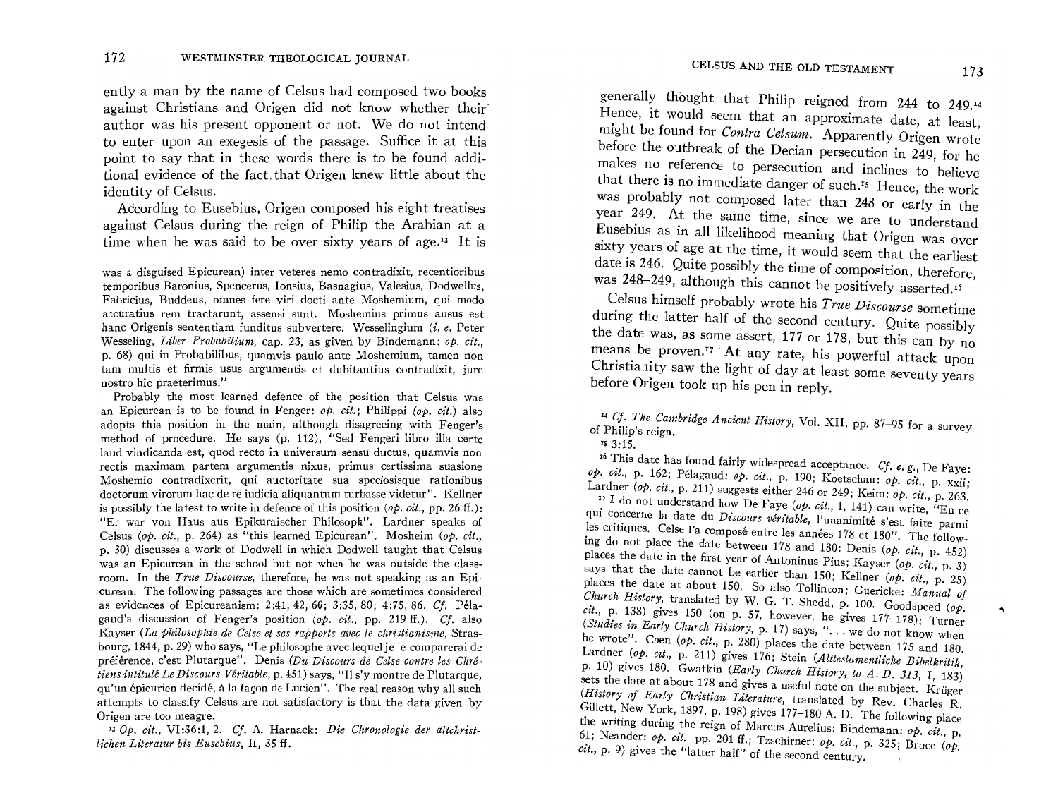ently a man by the name of Celsus had composed two books against Christians and Origen did not know whether their author was his present opponent or not. We do not intend to enter upon an exegesis of the passage. Suffice it at this point to say that in these words there is to be found additional evidence of the fact that Origen knew little about the identity of Celsus.

According to Eusebius, Origen composed his eight treatises against Celsus during the reign of Philip the Arabian at a time when he was said to be over sixty years of age.[13] It is generally thought that Philip reigned from 244 to 249.[14] Hence, it would seem that an approximate date, at least, might be found for *Contra Celsum*. Apparently Origen wrote before the outbreak of the Decian persecution in 249, for he makes no reference to persecution and inclines to believe that there is no immediate danger of such.[15] Hence, the work was probably not composed later than 248 or early in the year 249. At the same time, since we are to understand Eusebius as in all likelihood meaning that Origen was over sixty years of age at the time, it would seem that the earliest date is 246. Quite possibly the time of composition, therefore, was 248–249, although this cannot be positively asserted.[16]

Celsus himself probably wrote his *True Discourse* sometime during the latter half of the second century. Quite possibly the date was, as some assert, 177 or 178, but this can by no means be proven.[17] At any rate, his powerful attack upon Christianity saw the light of day at least some seventy years before Origen took up his pen in reply.

---

was a disguised Epicurean) inter veteres nemo contradixit, recentioribus temporibus Baronius, Spencerus, Ionsius, Basnagius, Valesius, Dodwellus, Fabricius, Buddeus, omnes fere viri docti ante Moshemium, qui modo accuratius rem tractarunt, assensi sunt. Moshemius primus ausus est hanc Origenis sententiam funditus subvertere. Wesselingium (*i. e.* Peter Wesseling, *Liber Probabilium*, cap. 23, as given by Bindemann: *op. cit.*, p. 68) qui in Probabilibus, quamvis paulo ante Moshemium, tamen non tam multis et firmis usus argumentis et dubitantius contradixit, jure nostro hic praeterimus."

Probably the most learned defence of the position that Celsus was an Epicurean is to be found in Fenger: *op. cit.*; Philippi (*op. cit.*) also adopts this position in the main, although disagreeing with Fenger's method of procedure. He says (p. 112), "Sed Fengeri libro illa certe laud vindicanda est, quod recto in universum sensu ductus, quamvis non rectis maximam partem argumentis nixus, primus certissima suasione Moshemio contradixerit, qui auctoritate sua speciosisque rationibus doctorum virorum hac de re iudicia aliquantum turbasse videtur". Kellner is possibly the latest to write in defence of this position (*op. cit.*, pp. 26 ff.): "Er war von Haus aus Epikuräischer Philosoph". Lardner speaks of Celsus (*op. cit.*, p. 264) as "this learned Epicurean". Mosheim (*op. cit.*, p. 30) discusses a work of Dodwell in which Dodwell taught that Celsus was an Epicurean in the school but not when he was outside the classroom. In the *True Discourse*, therefore, he was not speaking as an Epicurean. The following passages are those which are sometimes considered as evidences of Epicureanism: 2:41, 42, 60; 3:35, 80; 4:75, 86. *Cf.* Pélagaud's discussion of Fenger's position (*op. cit.*, pp. 219 ff.). *Cf.* also Kayser (*La philosophie de Celse et ses rapports avec le christianisme*, Strasbourg, 1844, p. 29) who says, "Le philosophe avec lequel je le comparerai de préférence, c'est Plutarque". Denis (*Du Discours de Celse contre les Chrétiens intitulé Le Discours Véritable*, p. 451) says, "Il s'y montre de Plutarque, qu'un épicurien decidé, à la façon de Lucien". The real reason why all such attempts to classify Celsus are not satisfactory is that the data given by Origen are too meagre.

[13] *Op. cit.*, VI:36:1, 2. *Cf.* A. Harnack: *Die Chronologie der altchristlichen Literatur bis Eusebius*, II, 35 ff.

[14] *Cf. The Cambridge Ancient History*, Vol. XII, pp. 87–95 for a survey of Philip's reign.

[15] 3:15.

[16] This date has found fairly widespread acceptance. *Cf. e. g.*, De Faye: *op. cit.*, p. 162; Pélagaud: *op. cit.*, p. 190; Koetschau: *op. cit.*, p. xxii; Lardner (*op. cit.*, p. 211) suggests either 246 or 249; Keim: *op. cit.*, p. 263.

[17] I do not understand how De Faye (*op. cit.*, I, 141) can write, "En ce qui concerne la date du *Discours véritable*, l'unanimité s'est faite parmi les critiques. Celse l'a composé entre les années 178 et 180". The following do not place the date between 178 and 180: Denis (*op. cit.*, p. 452) places the date in the first year of Antoninus Pius; Kayser (*op. cit.*, p. 3) says that the date cannot be earlier than 150; Kellner (*op. cit.*, p. 25) places the date at about 150. So also Tollinton; Guericke: *Manual of Church History*, translated by W. G. T. Shedd, p. 100. Goodspeed (*op. cit.*, p. 138) gives 150 (on p. 57, however, he gives 177–178); Turner (*Studies in Early Church History*, p. 17) says, "... we do not know when he wrote". Coen (*op. cit.*, p. 280) places the date between 175 and 180. Lardner (*op. cit.*, p. 211) gives 176; Stein (*Alttestamentliche Bibelkritik*, p. 10) gives 180. Gwatkin (*Early Church History, to A. D. 313*, I, 183) sets the date at about 178 and gives a useful note on the subject. Krüger (*History of Early Christian Literature*, translated by Rev. Charles R. Gillett, New York, 1897, p. 198) gives 177–180 A. D. The following place the writing during the reign of Marcus Aurelius: Bindemann: *op. cit.*, p. 61; Neander: *op. cit.*, pp. 201 ff.; Tzschirner: *op. cit.*, p. 325; Bruce (*op. cit.*, p. 9) gives the "latter half" of the second century.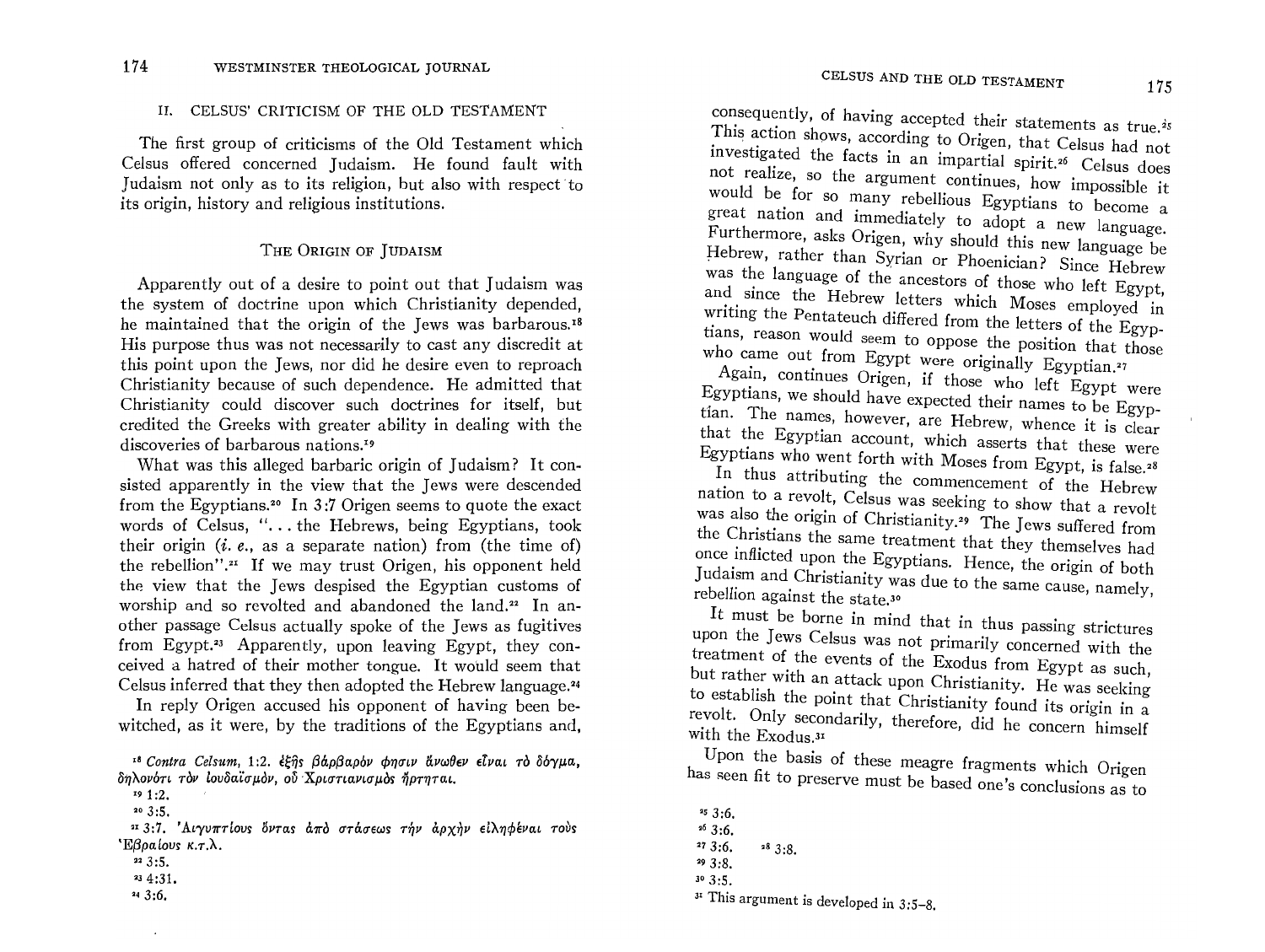## II. CELSUS' CRITICISM OF THE OLD TESTAMENT

The first group of criticisms of the Old Testament which Celsus offered concerned Judaism. He found fault with Judaism not only as to its religion, but also with respect to its origin, history and religious institutions.

### The Origin of Judaism

Apparently out of a desire to point out that Judaism was the system of doctrine upon which Christianity depended, he maintained that the origin of the Jews was barbarous.[18] His purpose thus was not necessarily to cast any discredit at this point upon the Jews, nor did he desire even to reproach Christianity because of such dependence. He admitted that Christianity could discover such doctrines for itself, but credited the Greeks with greater ability in dealing with the discoveries of barbarous nations.[19]

What was this alleged barbaric origin of Judaism? It consisted apparently in the view that the Jews were descended from the Egyptians.[20] In 3:7 Origen seems to quote the exact words of Celsus, "... the Hebrews, being Egyptians, took their origin (*i. e.*, as a separate nation) from (the time of) the rebellion".[21] If we may trust Origen, his opponent held the view that the Jews despised the Egyptian customs of worship and so revolted and abandoned the land.[22] In another passage Celsus actually spoke of the Jews as fugitives from Egypt.[23] Apparently, upon leaving Egypt, they conceived a hatred of their mother tongue. It would seem that Celsus inferred that they then adopted the Hebrew language.[24]

In reply Origen accused his opponent of having been bewitched, as it were, by the traditions of the Egyptians and, consequently, of having accepted their statements as true.[25] This action shows, according to Origen, that Celsus had not investigated the facts in an impartial spirit.[26] Celsus does not realize, so the argument continues, how impossible it would be for so many rebellious Egyptians to become a great nation and immediately to adopt a new language. Furthermore, asks Origen, why should this new language be Hebrew, rather than Syrian or Phoenician? Since Hebrew was the language of the ancestors of those who left Egypt, and since the Hebrew letters which Moses employed in writing the Pentateuch differed from the letters of the Egyptians, reason would seem to oppose the position that those who came out from Egypt were originally Egyptian.[27]

Again, continues Origen, if those who left Egypt were Egyptians, we should have expected their names to be Egyptian. The names, however, are Hebrew, whence it is clear that the Egyptian account, which asserts that these were Egyptians who went forth with Moses from Egypt, is false.[28]

In thus attributing the commencement of the Hebrew nation to a revolt, Celsus was seeking to show that a revolt was also the origin of Christianity.[29] The Jews suffered from the Christians the same treatment that they themselves had once inflicted upon the Egyptians. Hence, the origin of both Judaism and Christianity was due to the same cause, namely, rebellion against the state.[30]

It must be borne in mind that in thus passing strictures upon the Jews Celsus was not primarily concerned with the treatment of the events of the Exodus from Egypt as such, but rather with an attack upon Christianity. He was seeking to establish the point that Christianity found its origin in a revolt. Only secondarily, therefore, did he concern himself with the Exodus.[31]

Upon the basis of these meagre fragments which Origen has seen fit to preserve must be based one's conclusions as to

---

[18] *Contra Celsum*, 1:2. ἐξῆς βάρβαρόν φησιν ἄνωθεν εἶναι τὸ δόγμα, δηλονότι τὸν Ἰουδαϊσμόν, οὗ Χριστιανισμὸς ἤρτηται.

[19] 1:2.

[20] 3:5.

[21] 3:7. Αἰγυπτίους ὄντας ἀπὸ στάσεως τὴν ἀρχὴν εἰληφέναι τοὺς Ἑβραίους κ.τ.λ.

[22] 3:5.

[23] 4:31.

[24] 3:6.

[25] 3:6.

[26] 3:6.

[27] 3:6.

[28] 3:8.

[29] 3:8.

[30] 3:5.

[31] This argument is developed in 3:5–8.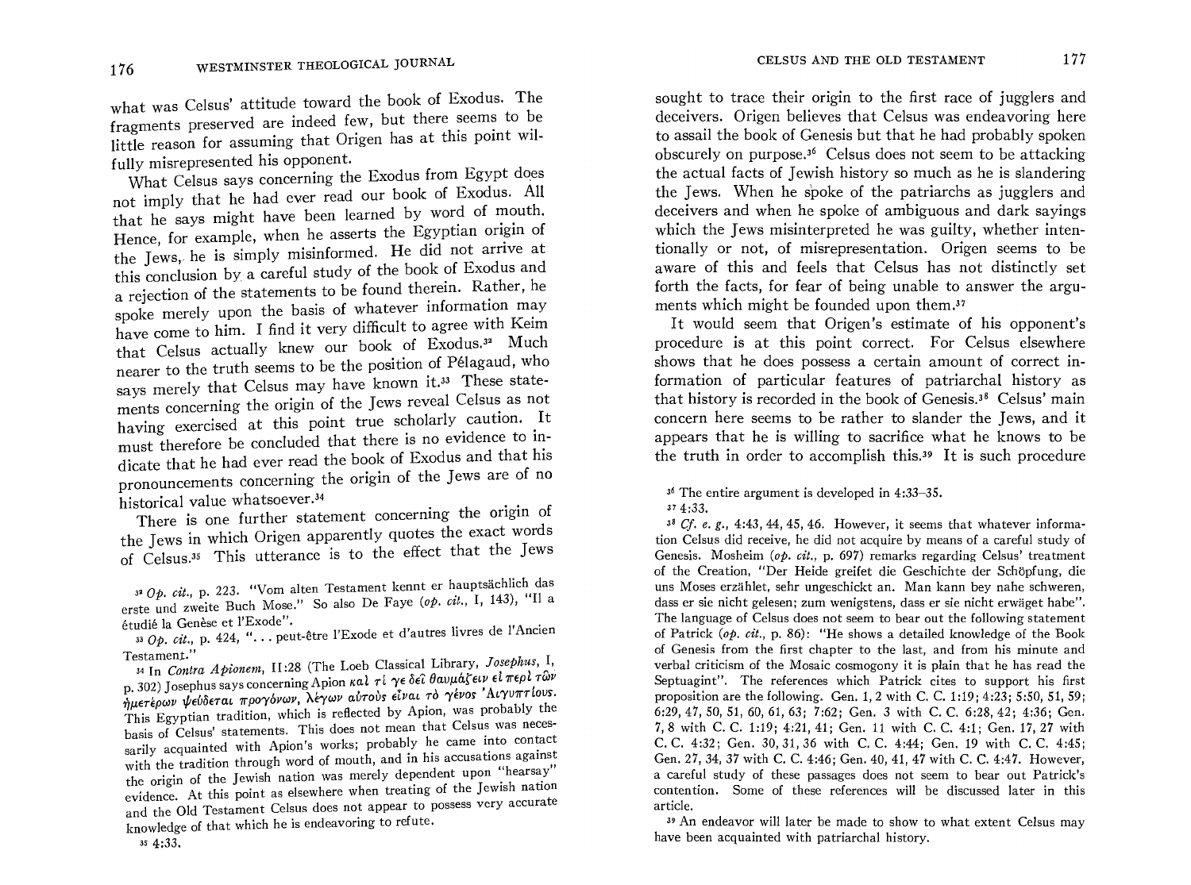what was Celsus' attitude toward the book of Exodus. The fragments preserved are indeed few, but there seems to be little reason for assuming that Origen has at this point wilfully misrepresented his opponent.

What Celsus says concerning the Exodus from Egypt does not imply that he had ever read our book of Exodus. All that he says might have been learned by word of mouth. Hence, for example, when he asserts the Egyptian origin of the Jews, he is simply misinformed. He did not arrive at this conclusion by a careful study of the book of Exodus and a rejection of the statements to be found therein. Rather, he spoke merely upon the basis of whatever information may have come to him. I find it very difficult to agree with Keim that Celsus actually knew our book of Exodus.[32] Much nearer to the truth seems to be the position of Pélagaud, who says merely that Celsus may have known it.[33] These statements concerning the origin of the Jews reveal Celsus as not having exercised at this point true scholarly caution. It must therefore be concluded that there is no evidence to indicate that he had ever read the book of Exodus and that his pronouncements concerning the origin of the Jews are of no historical value whatsoever.[34]

There is one further statement concerning the origin of the Jews in which Origen apparently quotes the exact words of Celsus.[35] This utterance is to the effect that the Jews sought to trace their origin to the first race of jugglers and deceivers. Origen believes that Celsus was endeavoring here to assail the book of Genesis but that he had probably spoken obscurely on purpose.[36] Celsus does not seem to be attacking the actual facts of Jewish history so much as he is slandering the Jews. When he spoke of the patriarchs as jugglers and deceivers and when he spoke of ambiguous and dark sayings which the Jews misinterpreted he was guilty, whether intentionally or not, of misrepresentation. Origen seems to be aware of this and feels that Celsus has not distinctly set forth the facts, for fear of being unable to answer the arguments which might be founded upon them.[37]

It would seem that Origen's estimate of his opponent's procedure is at this point correct. For Celsus elsewhere shows that he does possess a certain amount of correct information of particular features of patriarchal history as that history is recorded in the book of Genesis.[38] Celsus' main concern here seems to be rather to slander the Jews, and it appears that he is willing to sacrifice what he knows to be the truth in order to accomplish this.[39] It is such procedure

---

[32] *Op. cit.*, p. 223. "Vom alten Testament kennt er hauptsächlich das erste und zweite Buch Mose." So also De Faye (*op. cit.*, I, 143), "Il a étudié la Genèse et l'Exode".

[33] *Op. cit.*, p. 424, "... peut-être l'Exode et d'autres livres de l'Ancien Testament."

[34] In *Contra Apionem*, II:28 (The Loeb Classical Library, *Josephus*, I, p. 302) Josephus says concerning Apion καὶ τί γε δεῖ θαυμάζειν εἰ περὶ τῶν ἡμετέρων ψεύδεται προγόνων, λέγων αὐτοὺς εἶναι τὸ γένος Αἰγυπτίους. This Egyptian tradition, which is reflected by Apion, was probably the basis of Celsus' statements. This does not mean that Celsus was necessarily acquainted with Apion's works; probably he came into contact with the tradition through word of mouth, and in his accusations against the origin of the Jewish nation was merely dependent upon "hearsay" evidence. At this point as elsewhere when treating of the Jewish nation and the Old Testament Celsus does not appear to possess very accurate knowledge of that which he is endeavoring to refute.

[35] 4:33.

[36] The entire argument is developed in 4:33–35.

[37] 4:33.

[38] *Cf. e. g.*, 4:43, 44, 45, 46. However, it seems that whatever information Celsus did receive, he did not acquire by means of a careful study of Genesis. Mosheim (*op. cit.*, p. 697) remarks regarding Celsus' treatment of the Creation, "Der Heide greifet die Geschichte der Schöpfung, die uns Moses erzählet, sehr ungeschickt an. Man kann bey nahe schweren, dass er sie nicht gelesen; zum wenigstens, dass er sie nicht erwäget habe". The language of Celsus does not seem to bear out the following statement of Patrick (*op. cit.*, p. 86): "He shows a detailed knowledge of the Book of Genesis from the first chapter to the last, and from his minute and verbal criticism of the Mosaic cosmogony it is plain that he has read the Septuagint". The references which Patrick cites to support his first proposition are the following. Gen. 1, 2 with C. C. 1:19; 4:23; 5:50, 51, 59; 6:29, 47, 50, 51, 60, 61, 63; 7:62; Gen. 3 with C. C. 6:28, 42; 4:36; Gen. 7, 8 with C. C. 1:19; 4:21, 41; Gen. 11 with C. C. 4:1; Gen. 17, 27 with C. C. 4:32; Gen. 30, 31, 36 with C. C. 4:44; Gen. 19 with C. C. 4:45; Gen. 27, 34, 37 with C. C. 4:46; Gen. 40, 41, 47 with C. C. 4:47. However, a careful study of these passages does not seem to bear out Patrick's contention. Some of these references will be discussed later in this article.

[39] An endeavor will later be made to show to what extent Celsus may have been acquainted with patriarchal history.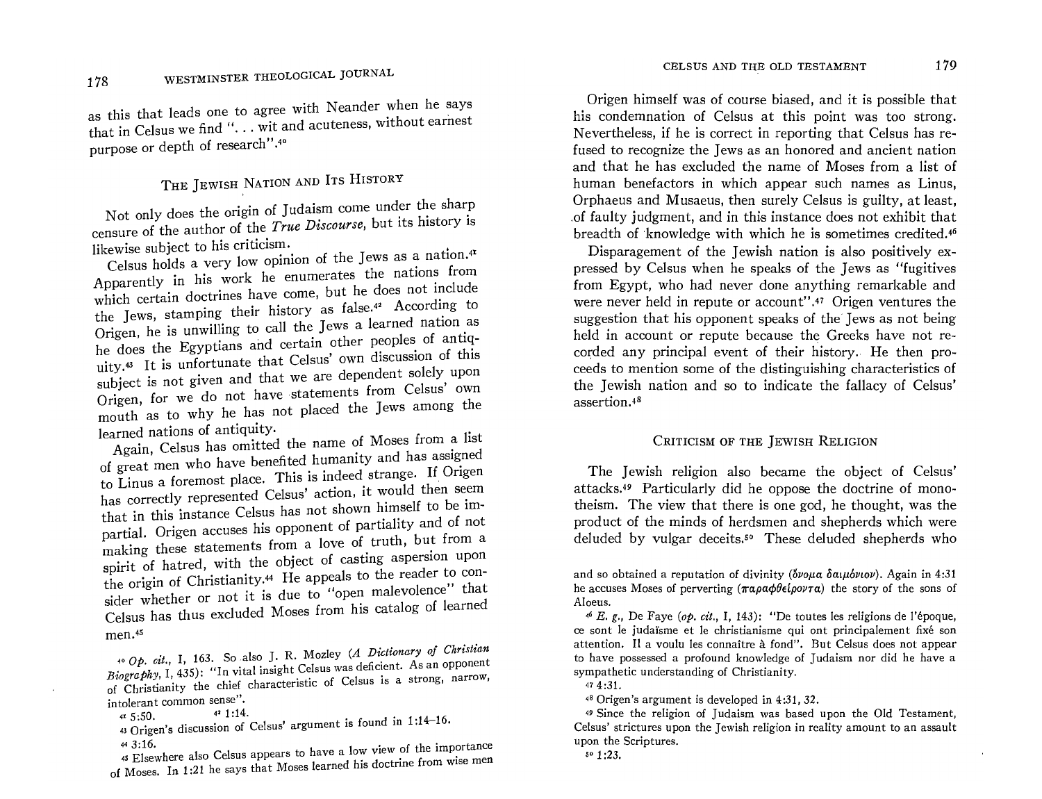as this that leads one to agree with Neander when he says that in Celsus we find "... wit and acuteness, without earnest purpose or depth of research".[40]

## The Jewish Nation and Its History

Not only does the origin of Judaism come under the sharp censure of the author of the *True Discourse*, but its history is likewise subject to his criticism.

Celsus holds a very low opinion of the Jews as a nation.[41] Apparently in his work he enumerates the nations from which certain doctrines have come, but he does not include the Jews, stamping their history as false.[42] According to Origen, he is unwilling to call the Jews a learned nation as he does the Egyptians and certain other peoples of antiquity.[43] It is unfortunate that Celsus' own discussion of this subject is not given and that we are dependent solely upon Origen, for we do not have statements from Celsus' own mouth as to why he has not placed the Jews among the learned nations of antiquity.

Again, Celsus has omitted the name of Moses from a list of great men who have benefited humanity and has assigned to Linus a foremost place. This is indeed strange. If Origen has correctly represented Celsus' action, it would then seem that in this instance Celsus has not shown himself to be impartial. Origen accuses his opponent of partiality and of not making these statements from a love of truth, but from a spirit of hatred, with the object of casting aspersion upon the origin of Christianity.[44] He appeals to the reader to consider whether or not it is due to "open malevolence" that Celsus has thus excluded Moses from his catalog of learned men.[45]

Origen himself was of course biased, and it is possible that his condemnation of Celsus at this point was too strong. Nevertheless, if he is correct in reporting that Celsus has refused to recognize the Jews as an honored and ancient nation and that he has excluded the name of Moses from a list of human benefactors in which appear such names as Linus, Orphaeus and Musaeus, then surely Celsus is guilty, at least, of faulty judgment, and in this instance does not exhibit that breadth of knowledge with which he is sometimes credited.[46]

Disparagement of the Jewish nation is also positively expressed by Celsus when he speaks of the Jews as "fugitives from Egypt, who had never done anything remarkable and were never held in repute or account".[47] Origen ventures the suggestion that his opponent speaks of the Jews as not being held in account or repute because the Greeks have not recorded any principal event of their history. He then proceeds to mention some of the distinguishing characteristics of the Jewish nation and so to indicate the fallacy of Celsus' assertion.[48]

## Criticism of the Jewish Religion

The Jewish religion also became the object of Celsus' attacks.[49] Particularly did he oppose the doctrine of monotheism. The view that there is one god, he thought, was the product of the minds of herdsmen and shepherds which were deluded by vulgar deceits.[50] These deluded shepherds who

---

[40] *Op. cit.*, I, 163. So also J. R. Mozley (*A Dictionary of Christian Biography*, I, 435): "In vital insight Celsus was deficient. As an opponent of Christianity the chief characteristic of Celsus is a strong, narrow, intolerant common sense".

[41] 5:50. [42] 1:14.

[43] Origen's discussion of Celsus' argument is found in 1:14–16.

[44] 3:16.

[45] Elsewhere also Celsus appears to have a low view of the importance of Moses. In 1:21 he says that Moses learned his doctrine from wise men and so obtained a reputation of divinity (ὄνομα δαιμόνιον). Again in 4:31 he accuses Moses of perverting (παραφθείροντα) the story of the sons of Aloeus.

[46] *E. g.*, De Faye (*op. cit.*, I, 143): "De toutes les religions de l'époque, ce sont le judaïsme et le christianisme qui ont principalement fixé son attention. Il a voulu les connaître à fond". But Celsus does not appear to have possessed a profound knowledge of Judaism nor did he have a sympathetic understanding of Christianity.

[47] 4:31.

[48] Origen's argument is developed in 4:31, 32.

[49] Since the religion of Judaism was based upon the Old Testament, Celsus' strictures upon the Jewish religion in reality amount to an assault upon the Scriptures.

[50] 1:23.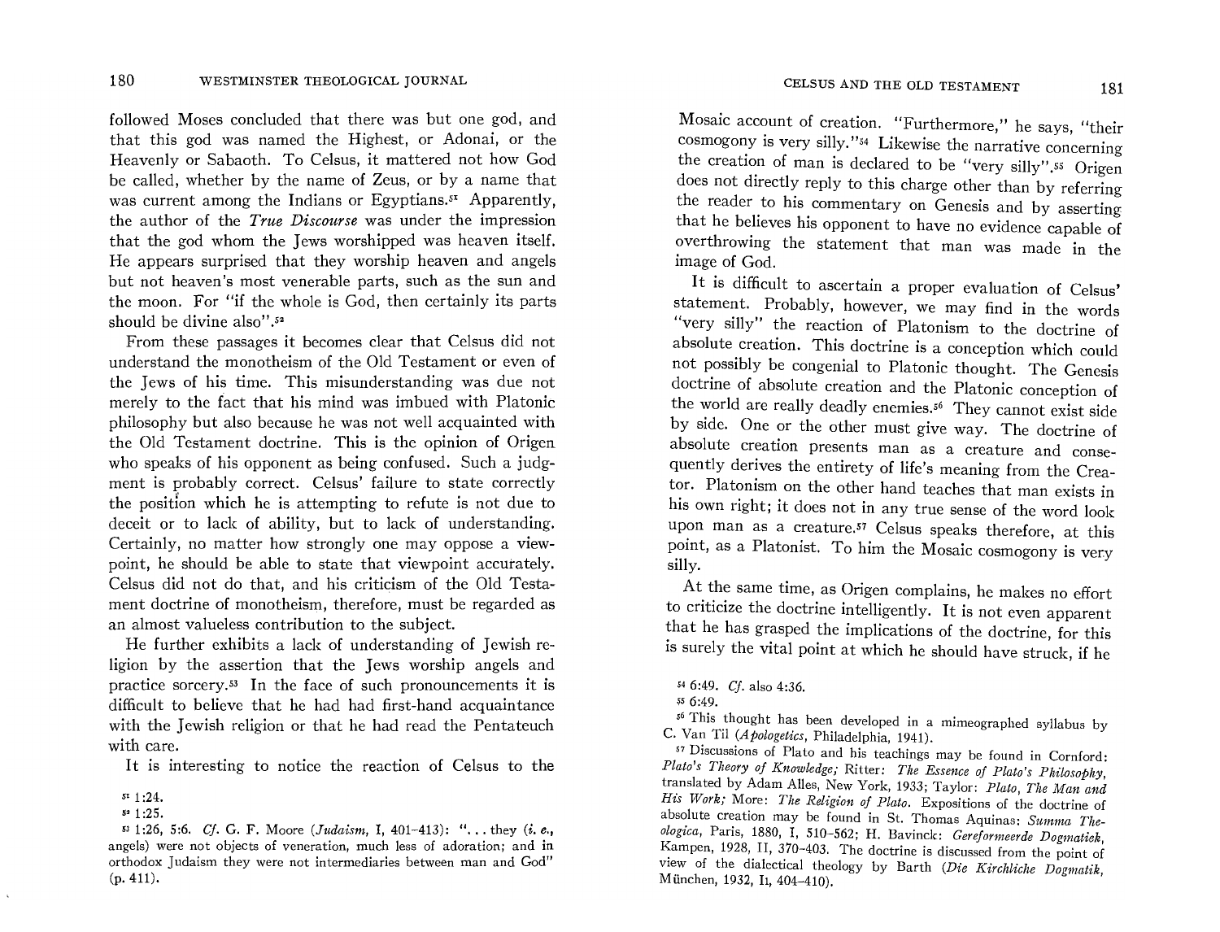followed Moses concluded that there was but one god, and that this god was named the Highest, or Adonai, or the Heavenly or Sabaoth. To Celsus, it mattered not how God be called, whether by the name of Zeus, or by a name that was current among the Indians or Egyptians.[51] Apparently, the author of the *True Discourse* was under the impression that the god whom the Jews worshipped was heaven itself. He appears surprised that they worship heaven and angels but not heaven's most venerable parts, such as the sun and the moon. For "if the whole is God, then certainly its parts should be divine also".[52]

From these passages it becomes clear that Celsus did not understand the monotheism of the Old Testament or even of the Jews of his time. This misunderstanding was due not merely to the fact that his mind was imbued with Platonic philosophy but also because he was not well acquainted with the Old Testament doctrine. This is the opinion of Origen who speaks of his opponent as being confused. Such a judgment is probably correct. Celsus' failure to state correctly the position which he is attempting to refute is not due to deceit or to lack of ability, but to lack of understanding. Certainly, no matter how strongly one may oppose a viewpoint, he should be able to state that viewpoint accurately. Celsus did not do that, and his criticism of the Old Testament doctrine of monotheism, therefore, must be regarded as an almost valueless contribution to the subject.

He further exhibits a lack of understanding of Jewish religion by the assertion that the Jews worship angels and practice sorcery.[53] In the face of such pronouncements it is difficult to believe that he had had first-hand acquaintance with the Jewish religion or that he had read the Pentateuch with care.

It is interesting to notice the reaction of Celsus to the Mosaic account of creation. "Furthermore," he says, "their cosmogony is very silly."[54] Likewise the narrative concerning the creation of man is declared to be "very silly".[55] Origen does not directly reply to this charge other than by referring the reader to his commentary on Genesis and by asserting that he believes his opponent to have no evidence capable of overthrowing the statement that man was made in the image of God.

It is difficult to ascertain a proper evaluation of Celsus' statement. Probably, however, we may find in the words "very silly" the reaction of Platonism to the doctrine of absolute creation. This doctrine is a conception which could not possibly be congenial to Platonic thought. The Genesis doctrine of absolute creation and the Platonic conception of the world are really deadly enemies.[56] They cannot exist side by side. One or the other must give way. The doctrine of absolute creation presents man as a creature and consequently derives the entirety of life's meaning from the Creator. Platonism on the other hand teaches that man exists in his own right; it does not in any true sense of the word look upon man as a creature.[57] Celsus speaks therefore, at this point, as a Platonist. To him the Mosaic cosmogony is very silly.

At the same time, as Origen complains, he makes no effort to criticize the doctrine intelligently. It is not even apparent that he has grasped the implications of the doctrine, for this is surely the vital point at which he should have struck, if he

---

[51] 1:24.

[52] 1:25.

[53] 1:26, 5:6. *Cf.* G. F. Moore (*Judaism*, I, 401–413): "... they (*i. e.*, angels) were not objects of veneration, much less of adoration; and in orthodox Judaism they were not intermediaries between man and God" (p. 411).

[54] 6:49. *Cf.* also 4:36.

[55] 6:49.

[56] This thought has been developed in a mimeographed syllabus by C. Van Til (*Apologetics*, Philadelphia, 1941).

[57] Discussions of Plato and his teachings may be found in Cornford: *Plato's Theory of Knowledge;* Ritter: *The Essence of Plato's Philosophy*, translated by Adam Alles, New York, 1933; Taylor: *Plato, The Man and His Work;* More: *The Religion of Plato.* Expositions of the doctrine of absolute creation may be found in St. Thomas Aquinas: *Summa Theologica*, Paris, 1880, I, 510–562; H. Bavinck: *Gereformeerde Dogmatiek*, Kampen, 1928, II, 370–403. The doctrine is discussed from the point of view of the dialectical theology by Barth (*Die Kirchliche Dogmatik*, München, 1932, I1, 404–410).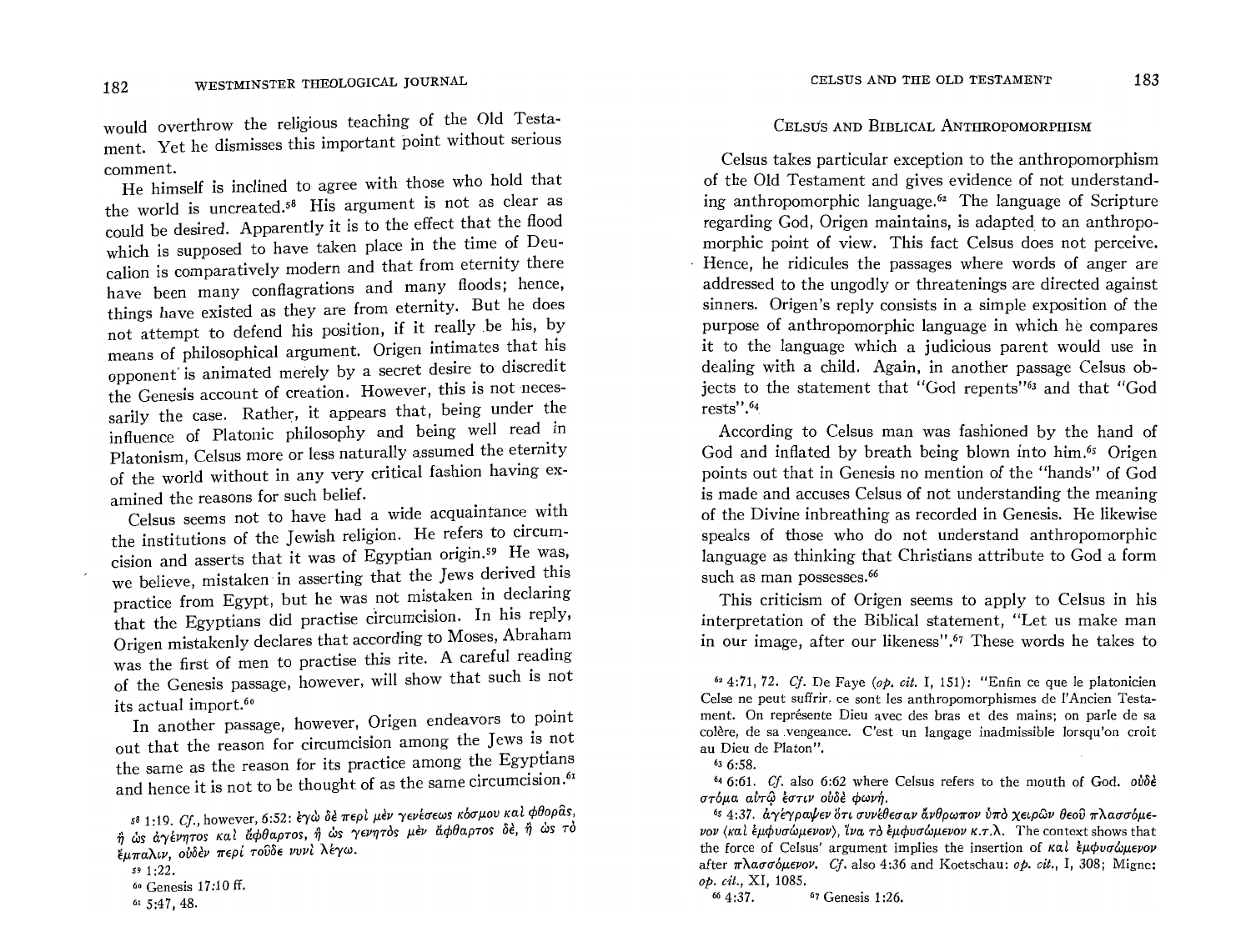would overthrow the religious teaching of the Old Testament. Yet he dismisses this important point without serious comment.

He himself is inclined to agree with those who hold that the world is uncreated.[58] His argument is not as clear as could be desired. Apparently it is to the effect that the flood which is supposed to have taken place in the time of Deucalion is comparatively modern and that from eternity there have been many conflagrations and many floods; hence, things have existed as they are from eternity. But he does not attempt to defend his position, if it really be his, by means of philosophical argument. Origen intimates that his opponent is animated merely by a secret desire to discredit the Genesis account of creation. However, this is not necessarily the case. Rather, it appears that, being under the influence of Platonic philosophy and being well read in Platonism, Celsus more or less naturally assumed the eternity of the world without in any very critical fashion having examined the reasons for such belief.

Celsus seems not to have had a wide acquaintance with the institutions of the Jewish religion. He refers to circumcision and asserts that it was of Egyptian origin.[59] He was, we believe, mistaken in asserting that the Jews derived this practice from Egypt, but he was not mistaken in declaring that the Egyptians did practise circumcision. In his reply, Origen mistakenly declares that according to Moses, Abraham was the first of men to practise this rite. A careful reading of the Genesis passage, however, will show that such is not its actual import.[60]

In another passage, however, Origen endeavors to point out that the reason for circumcision among the Jews is not the same as the reason for its practice among the Egyptians and hence it is not to be thought of as the same circumcision.[61]

[58] 1:19. *Cf.*, however, 6:52: ἐγὼ δὲ περὶ μὲν γενέσεως κόσμου καὶ φθορᾶς, ἢ ὡς ἀγένητος καὶ ἄφθαρτος, ἢ ὡς γενητὸς μὲν ἄφθαρτος δέ, ἢ ὡς τὸ ἔμπαλιν, οὐδὲν περὶ τοῦδε νυνὶ λέγω.

[59] 1:22.

[60] Genesis 17:10 ff.

[61] 5:47, 48.

## Celsus and Biblical Anthropomorphism

Celsus takes particular exception to the anthropomorphism of the Old Testament and gives evidence of not understanding anthropomorphic language.[62] The language of Scripture regarding God, Origen maintains, is adapted to an anthropomorphic point of view. This fact Celsus does not perceive. Hence, he ridicules the passages where words of anger are addressed to the ungodly or threatenings are directed against sinners. Origen's reply consists in a simple exposition of the purpose of anthropomorphic language in which he compares it to the language which a judicious parent would use in dealing with a child. Again, in another passage Celsus objects to the statement that "God repents"[63] and that "God rests".[64]

According to Celsus man was fashioned by the hand of God and inflated by breath being blown into him.[65] Origen points out that in Genesis no mention of the "hands" of God is made and accuses Celsus of not understanding the meaning of the Divine inbreathing as recorded in Genesis. He likewise speaks of those who do not understand anthropomorphic language as thinking that Christians attribute to God a form such as man possesses.[66]

This criticism of Origen seems to apply to Celsus in his interpretation of the Biblical statement, "Let us make man in our image, after our likeness".[67] These words he takes to

[62] 4:71, 72. *Cf.* De Faye (*op. cit.* I, 151): "Enfin ce que le platonicien Celse ne peut suffrir, ce sont les anthropomorphismes de l'Ancien Testament. On représente Dieu avec des bras et des mains; on parle de sa colère, de sa vengeance. C'est un langage inadmissible lorsqu'on croit au Dieu de Platon".

[63] 6:58.

[64] 6:61. *Cf.* also 6:62 where Celsus refers to the mouth of God. οὐδὲ στόμα αὐτῷ ἐστιν οὐδὲ φωνή.

[65] 4:37. ἀγέγραψεν ὅτι συνέθεσαν ἄνθρωπον ὑπὸ χειρῶν θεοῦ πλασσόμενον (καὶ ἐμφυσώμενον), ἵνα τὸ ἐμφυσώμενον κ.τ.λ. The context shows that the force of Celsus' argument implies the insertion of καὶ ἐμφυσώμενον after πλασσόμενον. *Cf.* also 4:36 and Koetschau: *op. cit.*, I, 308; Migne: *op. cit.*, XI, 1085.

[66] 4:37.

[67] Genesis 1:26.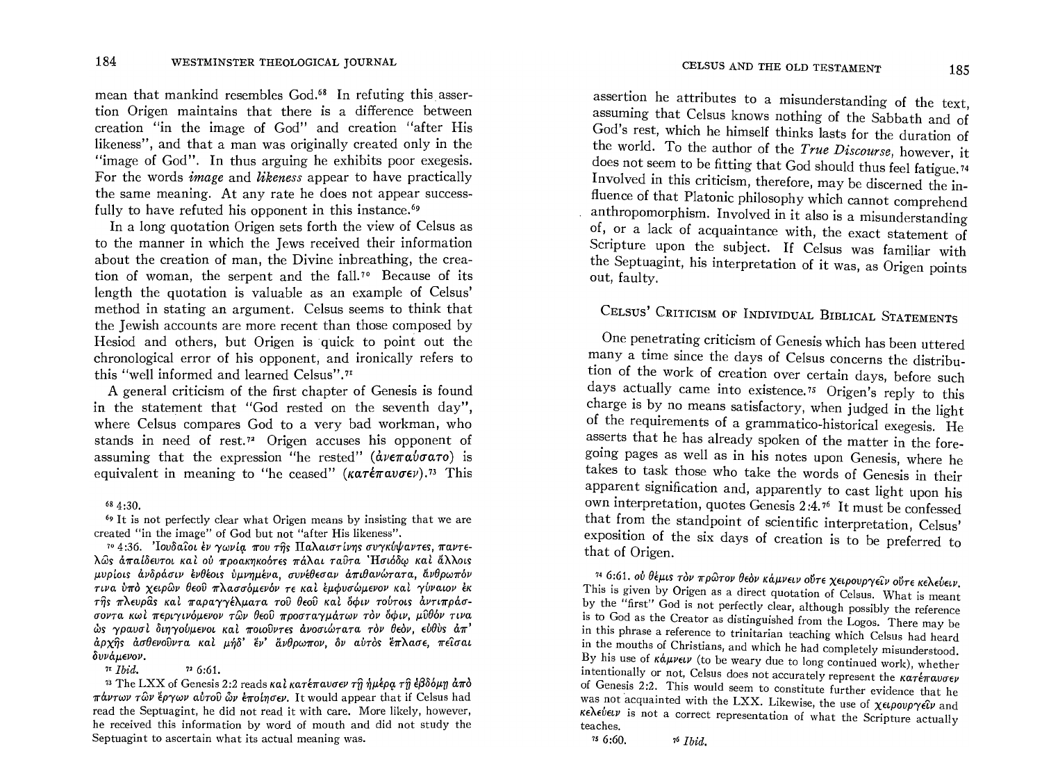mean that mankind resembles God.[68] In refuting this assertion Origen maintains that there is a difference between creation "in the image of God" and creation "after His likeness", and that a man was originally created only in the "image of God". In thus arguing he exhibits poor exegesis. For the words *image* and *likeness* appear to have practically the same meaning. At any rate he does not appear successfully to have refuted his opponent in this instance.[69]

In a long quotation Origen sets forth the view of Celsus as to the manner in which the Jews received their information about the creation of man, the Divine inbreathing, the creation of woman, the serpent and the fall.[70] Because of its length the quotation is valuable as an example of Celsus' method in stating an argument. Celsus seems to think that the Jewish accounts are more recent than those composed by Hesiod and others, but Origen is quick to point out the chronological error of his opponent, and ironically refers to this "well informed and learned Celsus".[71]

A general criticism of the first chapter of Genesis is found in the statement that "God rested on the seventh day", where Celsus compares God to a very bad workman, who stands in need of rest.[72] Origen accuses his opponent of assuming that the expression "he rested" (ἀνεπαύσατο) is equivalent in meaning to "he ceased" (κατέπαυσεν).[73] This assertion he attributes to a misunderstanding of the text, assuming that Celsus knows nothing of the Sabbath and of God's rest, which he himself thinks lasts for the duration of the world. To the author of the *True Discourse*, however, it does not seem to be fitting that God should thus feel fatigue.[74] Involved in this criticism, therefore, may be discerned the influence of that Platonic philosophy which cannot comprehend anthropomorphism. Involved in it also is a misunderstanding of, or a lack of acquaintance with, the exact statement of Scripture upon the subject. If Celsus was familiar with the Septuagint, his interpretation of it was, as Origen points out, faulty.

## Celsus' Criticism of Individual Biblical Statements

One penetrating criticism of Genesis which has been uttered many a time since the days of Celsus concerns the distribution of the work of creation over certain days, before such days actually came into existence.[75] Origen's reply to this charge is by no means satisfactory, when judged in the light of the requirements of a grammatico-historical exegesis. He asserts that he has already spoken of the matter in the foregoing pages as well as in his notes upon Genesis, where he takes to task those who take the words of Genesis in their apparent signification and, apparently to cast light upon his own interpretation, quotes Genesis 2:4.[76] It must be confessed that from the standpoint of scientific interpretation, Celsus' exposition of the six days of creation is to be preferred to that of Origen.

---

[68] 4:30.

[69] It is not perfectly clear what Origen means by insisting that we are created "in the image" of God but not "after His likeness".

[70] 4:36. Ἰουδαῖοι ἐν γωνίᾳ που τῆς Παλαιστίνης συγκύψαντες, παντελῶς ἀπαίδευτοι καὶ οὐ προακηκοότες πάλαι ταῦτα Ἡσιόδῳ καὶ ἄλλοις μυρίοις ἀνδράσιν ἐνθέοις ὑμνημένα, συνέθεσαν ἀπιθανώτατα, ἄνθρωπόν τινα ὑπὸ χειρῶν θεοῦ πλασσόμενόν τε καὶ ἐμφυσώμενον καὶ γύναιον ἐκ τῆς πλευρᾶς καὶ παραγγέλματα τοῦ θεοῦ καὶ ὄφιν τούτοις ἀντιπράσσοντα καὶ περιγινόμενον τῶν θεοῦ προσταγμάτων τὸν ὄφιν, μῦθόν τινα ὡς γραυσὶ διηγούμενοι καὶ ποιοῦντες ἀνοσιώτατα τὸν θεόν, εὐθὺς ἀπ' ἀρχῆς ἀσθενοῦντα καὶ μηδ' ἕν' ἄνθρωπον, ὃν αὐτὸς ἔπλασε, πεῖσαι δυνάμενον.

[71] *Ibid.*

[72] 6:61.

[73] The LXX of Genesis 2:2 reads καὶ κατέπαυσεν τῇ ἡμέρᾳ τῇ ἑβδόμῃ ἀπὸ πάντων τῶν ἔργων αὐτοῦ ὧν ἐποίησεν. It would appear that if Celsus had read the Septuagint, he did not read it with care. More likely, however, he received this information by word of mouth and did not study the Septuagint to ascertain what its actual meaning was.

[74] 6:61. οὐ θέμις τὸν πρῶτον θεὸν κάμνειν οὔτε χειρουργεῖν οὔτε κελεύειν. This is given by Origen as a direct quotation of Celsus. What is meant by the "first" God is not perfectly clear, although possibly the reference is to God as the Creator as distinguished from the Logos. There may be in this phrase a reference to trinitarian teaching which Celsus had heard in the mouths of Christians, and which he had completely misunderstood. By his use of κάμνειν (to be weary due to long continued work), whether intentionally or not, Celsus does not accurately represent the κατέπαυσεν of Genesis 2:2. This would seem to constitute further evidence that he was not acquainted with the LXX. Likewise, the use of χειρουργεῖν and κελεύειν is not a correct representation of what the Scripture actually teaches.

[75] 6:60.

[76] *Ibid.*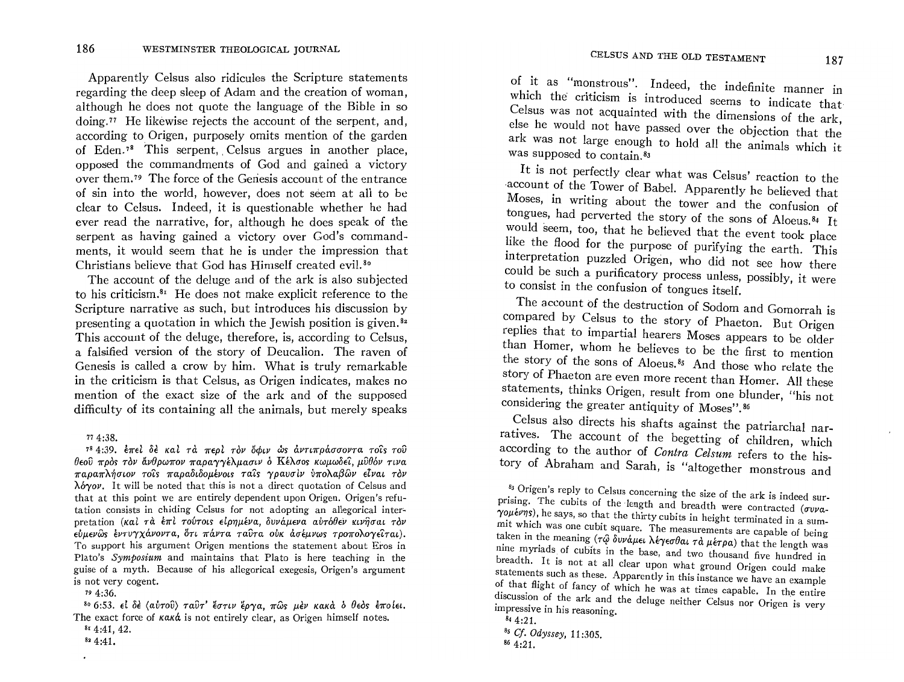Apparently Celsus also ridicules the Scripture statements regarding the deep sleep of Adam and the creation of woman, although he does not quote the language of the Bible in so doing.[77] He likewise rejects the account of the serpent, and, according to Origen, purposely omits mention of the garden of Eden.[78] This serpent, Celsus argues in another place, opposed the commandments of God and gained a victory over them.[79] The force of the Genesis account of the entrance of sin into the world, however, does not seem at all to be clear to Celsus. Indeed, it is questionable whether he had ever read the narrative, for, although he does speak of the serpent as having gained a victory over God's commandments, it would seem that he is under the impression that Christians believe that God has Himself created evil.[80]

The account of the deluge and of the ark is also subjected to his criticism.[81] He does not make explicit reference to the Scripture narrative as such, but introduces his discussion by presenting a quotation in which the Jewish position is given.[82] This account of the deluge, therefore, is, according to Celsus, a falsified version of the story of Deucalion. The raven of Genesis is called a crow by him. What is truly remarkable in the criticism is that Celsus, as Origen indicates, makes no mention of the exact size of the ark and of the supposed difficulty of its containing all the animals, but merely speaks of it as "monstrous". Indeed, the indefinite manner in which the criticism is introduced seems to indicate that Celsus was not acquainted with the dimensions of the ark, else he would not have passed over the objection that the ark was not large enough to hold all the animals which it was supposed to contain.[83]

It is not perfectly clear what was Celsus' reaction to the account of the Tower of Babel. Apparently he believed that Moses, in writing about the tower and the confusion of tongues, had perverted the story of the sons of Aloeus.[84] It would seem, too, that he believed that the event took place like the flood for the purpose of purifying the earth. This interpretation puzzled Origen, who did not see how there could be such a purificatory process unless, possibly, it were to consist in the confusion of tongues itself.

The account of the destruction of Sodom and Gomorrah is compared by Celsus to the story of Phaeton. But Origen replies that to impartial hearers Moses appears to be older than Homer, whom he believes to be the first to mention the story of the sons of Aloeus.[85] And those who relate the story of Phaeton are even more recent than Homer. All these statements, thinks Origen, result from one blunder, "his not considering the greater antiquity of Moses".[86]

Celsus also directs his shafts against the patriarchal narratives. The account of the begetting of children, which according to the author of *Contra Celsum* refers to the history of Abraham and Sarah, is "altogether monstrous and

---

[77] 4:38.

[78] 4:39. ἐπεὶ δὲ καὶ τὰ περὶ τὸν ὄφιν ὡς ἀντιπράσσοντα τοῖς τοῦ θεοῦ πρὸς τὸν ἄνθρωπον παραγγέλμασιν ὁ Κέλσος κωμῳδεῖ, μῦθόν τινα παραπλήσιον τοῖς παραδιδομένοις ταῖς γραυσὶν ὑπολαβὼν εἶναι τὸν λόγον. It will be noted that this is not a direct quotation of Celsus and that at this point we are entirely dependent upon Origen. Origen's refutation consists in chiding Celsus for not adopting an allegorical interpretation (καὶ τὰ ἐπὶ τούτοις εἰρημένα, δυνάμενα αὐτόθεν κινῆσαι τὸν εὐμενῶς ἐντυγχάνοντα, ὅτι πάντα ταῦτα οὐκ ἀσέμνως τροπολογεῖται). To support his argument Origen mentions the statement about Eros in Plato's *Symposium* and maintains that Plato is here teaching in the guise of a myth. Because of his allegorical exegesis, Origen's argument is not very cogent.

[79] 4:36.

[80] 6:53. εἰ δὲ ⟨αὐτοῦ⟩ ταῦτ' ἔστιν ἔργα, πῶς μὲν κακὰ ὁ θεὸς ἐποίει. The exact force of κακά is not entirely clear, as Origen himself notes.

[81] 4:41, 42.

[82] 4:41.

[83] Origen's reply to Celsus concerning the size of the ark is indeed surprising. The cubits of the length and breadth were contracted (συναγομένης), he says, so that the thirty cubits in height terminated in a summit which was one cubit square. The measurements are capable of being taken in the meaning (τῷ δυνάμει λέγεσθαι τὰ μέτρα) that the length was nine myriads of cubits in the base, and two thousand five hundred in breadth. It is not at all clear upon what ground Origen could make statements such as these. Apparently in this instance we have an example of that flight of fancy of which he was at times capable. In the entire discussion of the ark and the deluge neither Celsus nor Origen is very impressive in his reasoning.

[84] 4:21.

[85] *Cf. Odyssey*, 11:305.

[86] 4:21.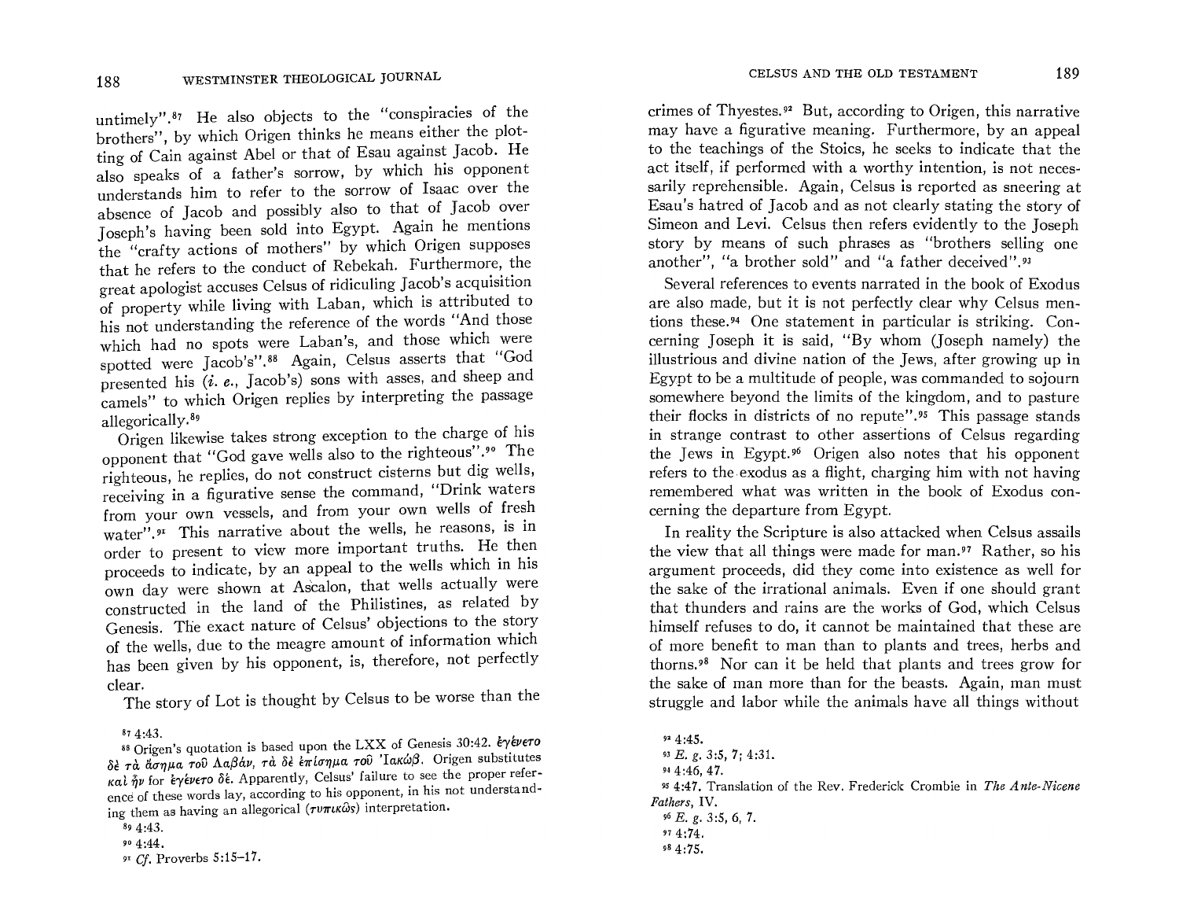untimely".[87] He also objects to the "conspiracies of the brothers", by which Origen thinks he means either the plotting of Cain against Abel or that of Esau against Jacob. He also speaks of a father's sorrow, by which his opponent understands him to refer to the sorrow of Isaac over the absence of Jacob and possibly also to that of Jacob over Joseph's having been sold into Egypt. Again he mentions the "crafty actions of mothers" by which Origen supposes that he refers to the conduct of Rebekah. Furthermore, the great apologist accuses Celsus of ridiculing Jacob's acquisition of property while living with Laban, which is attributed to his not understanding the reference of the words "And those which had no spots were Laban's, and those which were spotted were Jacob's".[88] Again, Celsus asserts that "God presented his (*i. e.*, Jacob's) sons with asses, and sheep and camels" to which Origen replies by interpreting the passage allegorically.[89]

Origen likewise takes strong exception to the charge of his opponent that "God gave wells also to the righteous".[90] The righteous, he replies, do not construct cisterns but dig wells, receiving in a figurative sense the command, "Drink waters from your own vessels, and from your own wells of fresh water".[91] This narrative about the wells, he reasons, is in order to present to view more important truths. He then proceeds to indicate, by an appeal to the wells which in his own day were shown at Ascalon, that wells actually were constructed in the land of the Philistines, as related by Genesis. The exact nature of Celsus' objections to the story of the wells, due to the meagre amount of information which has been given by his opponent, is, therefore, not perfectly clear.

The story of Lot is thought by Celsus to be worse than the crimes of Thyestes.[92] But, according to Origen, this narrative may have a figurative meaning. Furthermore, by an appeal to the teachings of the Stoics, he seeks to indicate that the act itself, if performed with a worthy intention, is not necessarily reprehensible. Again, Celsus is reported as sneering at Esau's hatred of Jacob and as not clearly stating the story of Simeon and Levi. Celsus then refers evidently to the Joseph story by means of such phrases as "brothers selling one another", "a brother sold" and "a father deceived".[93]

Several references to events narrated in the book of Exodus are also made, but it is not perfectly clear why Celsus mentions these.[94] One statement in particular is striking. Concerning Joseph it is said, "By whom (Joseph namely) the illustrious and divine nation of the Jews, after growing up in Egypt to be a multitude of people, was commanded to sojourn somewhere beyond the limits of the kingdom, and to pasture their flocks in districts of no repute".[95] This passage stands in strange contrast to other assertions of Celsus regarding the Jews in Egypt.[96] Origen also notes that his opponent refers to the exodus as a flight, charging him with not having remembered what was written in the book of Exodus concerning the departure from Egypt.

In reality the Scripture is also attacked when Celsus assails the view that all things were made for man.[97] Rather, so his argument proceeds, did they come into existence as well for the sake of the irrational animals. Even if one should grant that thunders and rains are the works of God, which Celsus himself refuses to do, it cannot be maintained that these are of more benefit to man than to plants and trees, herbs and thorns.[98] Nor can it be held that plants and trees grow for the sake of man more than for the beasts. Again, man must struggle and labor while the animals have all things without

---

[87] 4:43.

[88] Origen's quotation is based upon the LXX of Genesis 30:42. ἐγένετο δὲ τὰ ἄσημα τοῦ Λαβάν, τὰ δὲ ἐπίσημα τοῦ Ἰακώβ. Origen substitutes καὶ ἦν for ἐγένετο δέ. Apparently, Celsus' failure to see the proper reference of these words lay, according to his opponent, in his not understanding them as having an allegorical (τυπικῶς) interpretation.

[89] 4:43.

[90] 4:44.

[91] *Cf.* Proverbs 5:15–17.

[92] 4:45.

[93] *E. g.* 3:5, 7; 4:31.

[94] 4:46, 47.

[95] 4:47. Translation of the Rev. Frederick Crombie in *The Ante-Nicene Fathers*, IV.

[96] *E. g.* 3:5, 6, 7.

[97] 4:74.

[98] 4:75.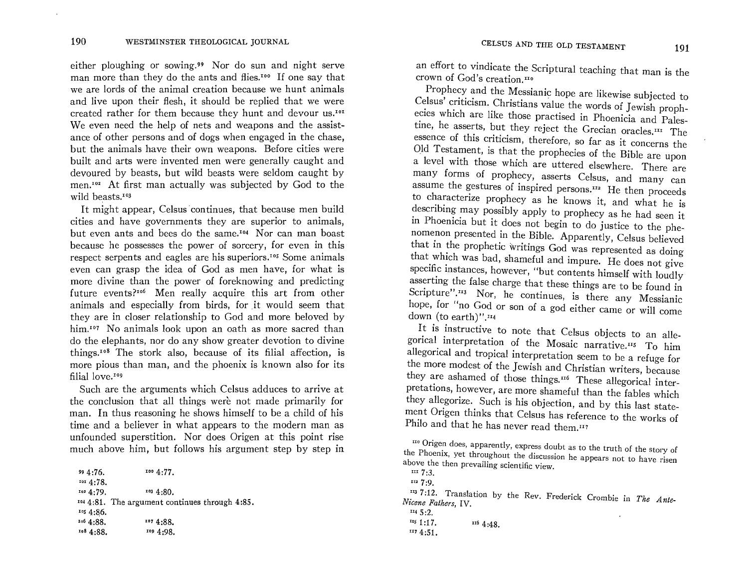either ploughing or sowing.[99] Nor do sun and night serve man more than they do the ants and flies.[100] If one say that we are lords of the animal creation because we hunt animals and live upon their flesh, it should be replied that we were created rather for them because they hunt and devour us.[101] We even need the help of nets and weapons and the assistance of other persons and of dogs when engaged in the chase, but the animals have their own weapons. Before cities were built and arts were invented men were generally caught and devoured by beasts, but wild beasts were seldom caught by men.[102] At first man actually was subjected by God to the wild beasts.[103]

It might appear, Celsus continues, that because men build cities and have governments they are superior to animals, but even ants and bees do the same.[104] Nor can man boast because he possesses the power of sorcery, for even in this respect serpents and eagles are his superiors.[105] Some animals even can grasp the idea of God as men have, for what is more divine than the power of foreknowing and predicting future events?[106] Men really acquire this art from other animals and especially from birds, for it would seem that they are in closer relationship to God and more beloved by him.[107] No animals look upon an oath as more sacred than do the elephants, nor do any show greater devotion to divine things.[108] The stork also, because of its filial affection, is more pious than man, and the phoenix is known also for its filial love.[109]

Such are the arguments which Celsus adduces to arrive at the conclusion that all things were not made primarily for man. In thus reasoning he shows himself to be a child of his time and a believer in what appears to the modern man as unfounded superstition. Nor does Origen at this point rise much above him, but follows his argument step by step in an effort to vindicate the Scriptural teaching that man is the crown of God's creation.[110]

Prophecy and the Messianic hope are likewise subjected to Celsus' criticism. Christians value the words of Jewish prophecies which are like those practised in Phoenicia and Palestine, he asserts, but they reject the Grecian oracles.[111] The essence of this criticism, therefore, so far as it concerns the Old Testament, is that the prophecies of the Bible are upon a level with those which are uttered elsewhere. There are many forms of prophecy, asserts Celsus, and many can assume the gestures of inspired persons.[112] He then proceeds to characterize prophecy as he knows it, and what he is describing may possibly apply to prophecy as he had seen it in Phoenicia but it does not begin to do justice to the phenomenon presented in the Bible. Apparently, Celsus believed that in the prophetic writings God was represented as doing that which was bad, shameful and impure. He does not give specific instances, however, "but contents himself with loudly asserting the false charge that these things are to be found in Scripture".[113] Nor, he continues, is there any Messianic hope, for "no God or son of a god either came or will come down (to earth)".[114]

It is instructive to note that Celsus objects to an allegorical interpretation of the Mosaic narrative.[115] To him allegorical and tropical interpretation seem to be a refuge for the more modest of the Jewish and Christian writers, because they are ashamed of those things.[116] These allegorical interpretations, however, are more shameful than the fables which they allegorize. Such is his objection, and by this last statement Origen thinks that Celsus has reference to the works of Philo and that he has never read them.[117]

---

[99] 4:76. [100] 4:77.

[101] 4:78.

[102] 4:79. [103] 4:80.

[104] 4:81. The argument continues through 4:85.

[105] 4:86.

[106] 4:88. [107] 4:88.

[108] 4:88. [109] 4:98.

[110] Origen does, apparently, express doubt as to the truth of the story of the Phoenix, yet throughout the discussion he appears not to have risen above the then prevailing scientific view.

[111] 7:3.

[112] 7:9.

[113] 7:12. Translation by the Rev. Frederick Crombie in *The Ante-Nicene Fathers*, IV.

[114] 5:2.

[115] 1:17. [116] 4:48.

[117] 4:51.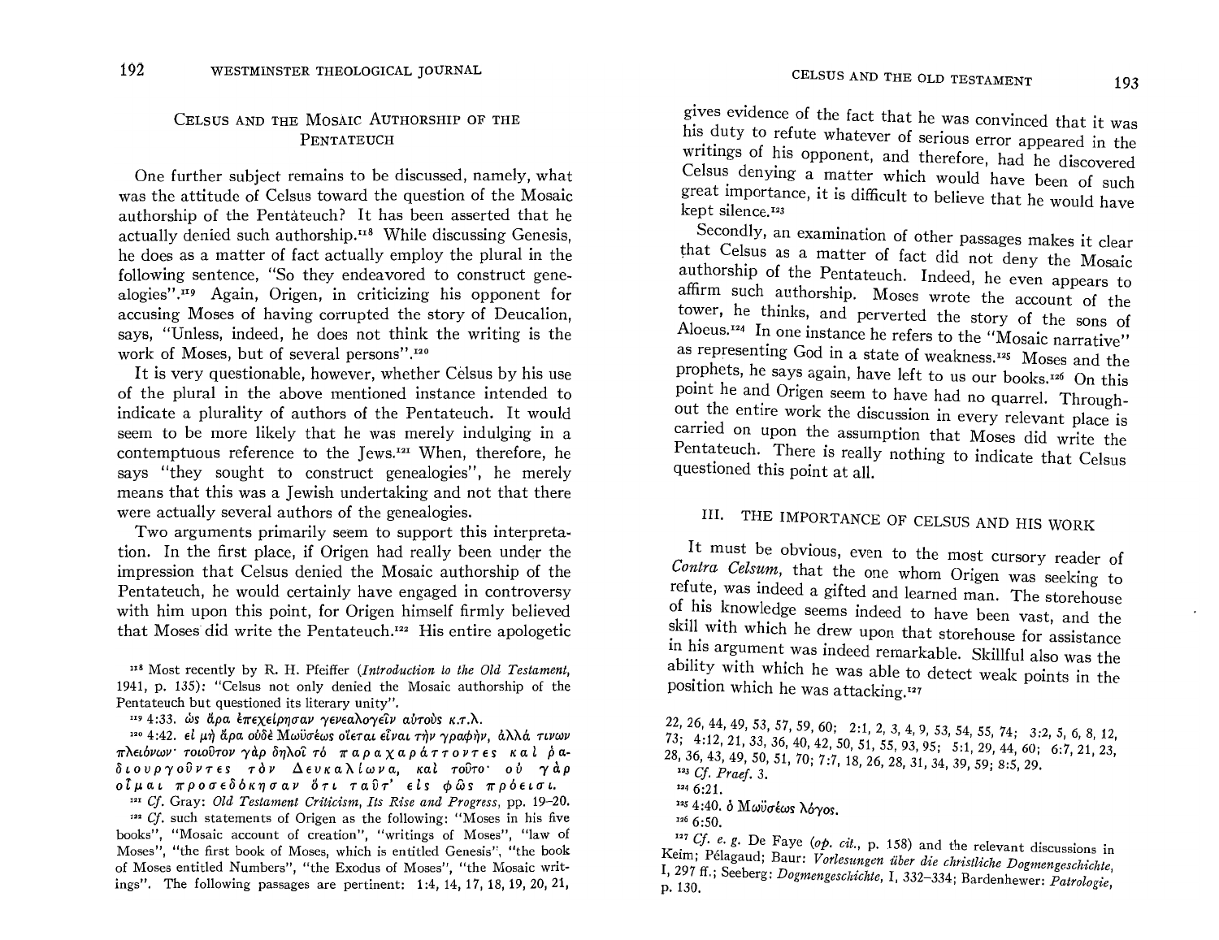## Celsus and the Mosaic Authorship of the Pentateuch

One further subject remains to be discussed, namely, what was the attitude of Celsus toward the question of the Mosaic authorship of the Pentateuch? It has been asserted that he actually denied such authorship.[118] While discussing Genesis, he does as a matter of fact actually employ the plural in the following sentence, "So they endeavored to construct genealogies".[119] Again, Origen, in criticizing his opponent for accusing Moses of having corrupted the story of Deucalion, says, "Unless, indeed, he does not think the writing is the work of Moses, but of several persons".[120]

It is very questionable, however, whether Celsus by his use of the plural in the above mentioned instance intended to indicate a plurality of authors of the Pentateuch. It would seem to be more likely that he was merely indulging in a contemptuous reference to the Jews.[121] When, therefore, he says "they sought to construct genealogies", he merely means that this was a Jewish undertaking and not that there were actually several authors of the genealogies.

Two arguments primarily seem to support this interpretation. In the first place, if Origen had really been under the impression that Celsus denied the Mosaic authorship of the Pentateuch, he would certainly have engaged in controversy with him upon this point, for Origen himself firmly believed that Moses did write the Pentateuch.[122] His entire apologetic gives evidence of the fact that he was convinced that it was his duty to refute whatever of serious error appeared in the writings of his opponent, and therefore, had he discovered Celsus denying a matter which would have been of such great importance, it is difficult to believe that he would have kept silence.[123]

Secondly, an examination of other passages makes it clear that Celsus as a matter of fact did not deny the Mosaic authorship of the Pentateuch. Indeed, he even appears to affirm such authorship. Moses wrote the account of the tower, he thinks, and perverted the story of the sons of Aloeus.[124] In one instance he refers to the "Mosaic narrative" as representing God in a state of weakness.[125] Moses and the prophets, he says again, have left to us our books.[126] On this point he and Origen seem to have had no quarrel. Throughout the entire work the discussion in every relevant place is carried on upon the assumption that Moses did write the Pentateuch. There is really nothing to indicate that Celsus questioned this point at all.

## III. The Importance of Celsus and His Work

It must be obvious, even to the most cursory reader of *Contra Celsum*, that the one whom Origen was seeking to refute, was indeed a gifted and learned man. The storehouse of his knowledge seems indeed to have been vast, and the skill with which he drew upon that storehouse for assistance in his argument was indeed remarkable. Skillful also was the ability with which he was able to detect weak points in the position which he was attacking.[127]

---

[118] Most recently by R. H. Pfeiffer (*Introduction to the Old Testament*, 1941, p. 135): "Celsus not only denied the Mosaic authorship of the Pentateuch but questioned its literary unity".

[119] 4:33. ὡς ἄρα ἐπεχείρησαν γενεαλογεῖν αὐτοὺς κ.τ.λ.

[120] 4:42. εἰ μὴ ἄρα οὐδὲ Μωϋσέως οἴεται εἶναι τὴν γραφήν, ἀλλά τινων πλειόνων· τοιοῦτον γὰρ δηλοῖ τό π α ρ α χ α ρ ά τ τ ο ν τ ε ς κ α ὶ ῥ α δ ι ο υ ρ γ ο ῦ ν τ ε ς τ ὸ ν Δ ε υ κ α λ ί ω ν α, καὶ τοῦτο· ο ὐ γ ὰ ρ ο ἶ μ α ι π ρ ο σ ε δ ό κ η σ α ν ὅ τ ι τ α ῦ τ' ε ἰ ς φ ῶ ς π ρ ό ε ι σ ι.

[121] *Cf.* Gray: *Old Testament Criticism, Its Rise and Progress*, pp. 19–20.

[122] *Cf.* such statements of Origen as the following: "Moses in his five books", "Mosaic account of creation", "writings of Moses", "law of Moses", "the first book of Moses, which is entitled Genesis", "the book of Moses entitled Numbers", "the Exodus of Moses", "the Mosaic writings". The following passages are pertinent: 1:4, 14, 17, 18, 19, 20, 21, 22, 26, 44, 49, 53, 57, 59, 60; 2:1, 2, 3, 4, 9, 53, 54, 55, 74; 3:2, 5, 6, 8, 12, 73; 4:12, 21, 33, 36, 40, 42, 50, 51, 55, 93, 95; 5:1, 29, 44, 60; 6:7, 21, 23, 28, 36, 43, 49, 50, 51, 70; 7:7, 18, 26, 28, 31, 34, 39, 59; 8:5, 29.

[123] *Cf. Praef.* 3.

[124] 6:21.

[125] 4:40. ὁ Μωϋσέως λόγος.

[126] 6:50.

[127] *Cf. e. g.* De Faye (*op. cit.*, p. 158) and the relevant discussions in Keim; Pélagaud; Baur: *Vorlesungen über die christliche Dogmengeschichte*, I, 297 ff.; Seeberg: *Dogmengeschichte*, I, 332–334; Bardenhewer: *Patrologie*, p. 130.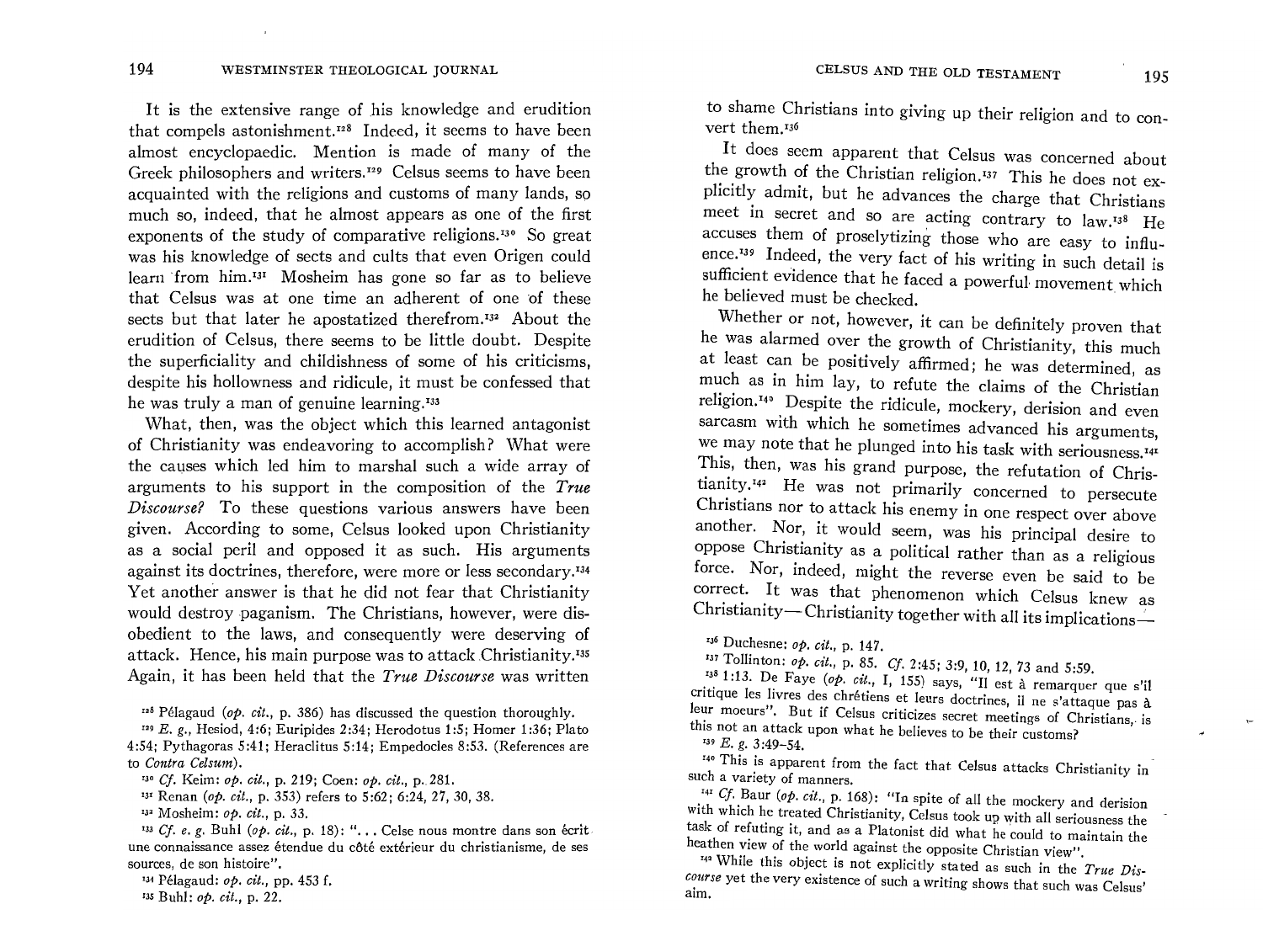It is the extensive range of his knowledge and erudition that compels astonishment.[128] Indeed, it seems to have been almost encyclopaedic. Mention is made of many of the Greek philosophers and writers.[129] Celsus seems to have been acquainted with the religions and customs of many lands, so much so, indeed, that he almost appears as one of the first exponents of the study of comparative religions.[130] So great was his knowledge of sects and cults that even Origen could learn from him.[131] Mosheim has gone so far as to believe that Celsus was at one time an adherent of one of these sects but that later he apostatized therefrom.[132] About the erudition of Celsus, there seems to be little doubt. Despite the superficiality and childishness of some of his criticisms, despite his hollowness and ridicule, it must be confessed that he was truly a man of genuine learning.[133]

What, then, was the object which this learned antagonist of Christianity was endeavoring to accomplish? What were the causes which led him to marshal such a wide array of arguments to his support in the composition of the *True Discourse*? To these questions various answers have been given. According to some, Celsus looked upon Christianity as a social peril and opposed it as such. His arguments against its doctrines, therefore, were more or less secondary.[134] Yet another answer is that he did not fear that Christianity would destroy paganism. The Christians, however, were disobedient to the laws, and consequently were deserving of attack. Hence, his main purpose was to attack Christianity.[135] Again, it has been held that the *True Discourse* was written to shame Christians into giving up their religion and to convert them.[136]

It does seem apparent that Celsus was concerned about the growth of the Christian religion.[137] This he does not explicitly admit, but he advances the charge that Christians meet in secret and so are acting contrary to law.[138] He accuses them of proselytizing those who are easy to influence.[139] Indeed, the very fact of his writing in such detail is sufficient evidence that he faced a powerful movement which he believed must be checked.

Whether or not, however, it can be definitely proven that he was alarmed over the growth of Christianity, this much at least can be positively affirmed; he was determined, as much as in him lay, to refute the claims of the Christian religion.[140] Despite the ridicule, mockery, derision and even sarcasm with which he sometimes advanced his arguments, we may note that he plunged into his task with seriousness.[141] This, then, was his grand purpose, the refutation of Christianity.[142] He was not primarily concerned to persecute Christians nor to attack his enemy in one respect over above another. Nor, it would seem, was his principal desire to oppose Christianity as a political rather than as a religious force. Nor, indeed, might the reverse even be said to be correct. It was that phenomenon which Celsus knew as Christianity—Christianity together with all its implications—

---

[128] Pélagaud (*op. cit.*, p. 386) has discussed the question thoroughly.

[129] *E. g.*, Hesiod, 4:6; Euripides 2:34; Herodotus 1:5; Homer 1:36; Plato 4:54; Pythagoras 5:41; Heraclitus 5:14; Empedocles 8:53. (References are to *Contra Celsum*).

[130] *Cf.* Keim: *op. cit.*, p. 219; Coen: *op. cit.*, p. 281.

[131] Renan (*op. cit.*, p. 353) refers to 5:62; 6:24, 27, 30, 38.

[132] Mosheim: *op. cit.*, p. 33.

[133] *Cf. e. g.* Buhl (*op. cit.*, p. 18): "... Celse nous montre dans son écrit une connaissance assez étendue du côté extérieur du christianisme, de ses sources, de son histoire".

[134] Pélagaud: *op. cit.*, pp. 453 f.

[135] Buhl: *op. cit.*, p. 22.

[136] Duchesne: *op. cit.*, p. 147.

[137] Tollinton: *op. cit.*, p. 85. *Cf.* 2:45; 3:9, 10, 12, 73 and 5:59.

[138] 1:13. De Faye (*op. cit.*, I, 155) says, "Il est à remarquer que s'il critique les livres des chrétiens et leurs doctrines, il ne s'attaque pas à leur moeurs". But if Celsus criticizes secret meetings of Christians, is this not an attack upon what he believes to be their customs?

[139] *E. g.* 3:49–54.

[140] This is apparent from the fact that Celsus attacks Christianity in such a variety of manners.

[141] *Cf.* Baur (*op. cit.*, p. 168): "In spite of all the mockery and derision with which he treated Christianity, Celsus took up with all seriousness the task of refuting it, and as a Platonist did what he could to maintain the heathen view of the world against the opposite Christian view".

[142] While this object is not explicitly stated as such in the *True Discourse* yet the very existence of such a writing shows that such was Celsus' aim.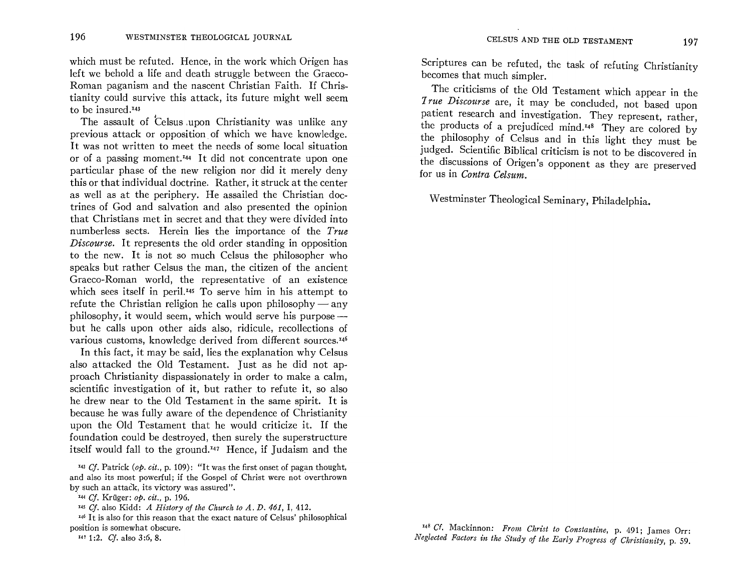which must be refuted. Hence, in the work which Origen has left we behold a life and death struggle between the Graeco-Roman paganism and the nascent Christian Faith. If Christianity could survive this attack, its future might well seem to be insured.[143]

The assault of Celsus upon Christianity was unlike any previous attack or opposition of which we have knowledge. It was not written to meet the needs of some local situation or of a passing moment.[144] It did not concentrate upon one particular phase of the new religion nor did it merely deny this or that individual doctrine. Rather, it struck at the center as well as at the periphery. He assailed the Christian doctrines of God and salvation and also presented the opinion that Christians met in secret and that they were divided into numberless sects. Herein lies the importance of the *True Discourse*. It represents the old order standing in opposition to the new. It is not so much Celsus the philosopher who speaks but rather Celsus the man, the citizen of the ancient Graeco-Roman world, the representative of an existence which sees itself in peril.[145] To serve him in his attempt to refute the Christian religion he calls upon philosophy — any philosophy, it would seem, which would serve his purpose — but he calls upon other aids also, ridicule, recollections of various customs, knowledge derived from different sources.[146]

In this fact, it may be said, lies the explanation why Celsus also attacked the Old Testament. Just as he did not approach Christianity dispassionately in order to make a calm, scientific investigation of it, but rather to refute it, so also he drew near to the Old Testament in the same spirit. It is because he was fully aware of the dependence of Christianity upon the Old Testament that he would criticize it. If the foundation could be destroyed, then surely the superstructure itself would fall to the ground.[147] Hence, if Judaism and the Scriptures can be refuted, the task of refuting Christianity becomes that much simpler.

The criticisms of the Old Testament which appear in the *True Discourse* are, it may be concluded, not based upon patient research and investigation. They represent, rather, the products of a prejudiced mind.[148] They are colored by the philosophy of Celsus and in this light they must be judged. Scientific Biblical criticism is not to be discovered in the discussions of Origen's opponent as they are preserved for us in *Contra Celsum*.

Westminster Theological Seminary, Philadelphia.

---

[143] *Cf.* Patrick (*op. cit.*, p. 109): "It was the first onset of pagan thought, and also its most powerful; if the Gospel of Christ were not overthrown by such an attack, its victory was assured".

[144] *Cf.* Krüger: *op. cit.*, p. 196.

[145] *Cf.* also Kidd: *A History of the Church to A. D. 461*, I, 412.

[146] It is also for this reason that the exact nature of Celsus' philosophical position is somewhat obscure.

[147] 1:2. *Cf.* also 3:6, 8.

[148] *Cf.* Mackinnon: *From Christ to Constantine*, p. 491; James Orr: *Neglected Factors in the Study of the Early Progress of Christianity*, p. 59.